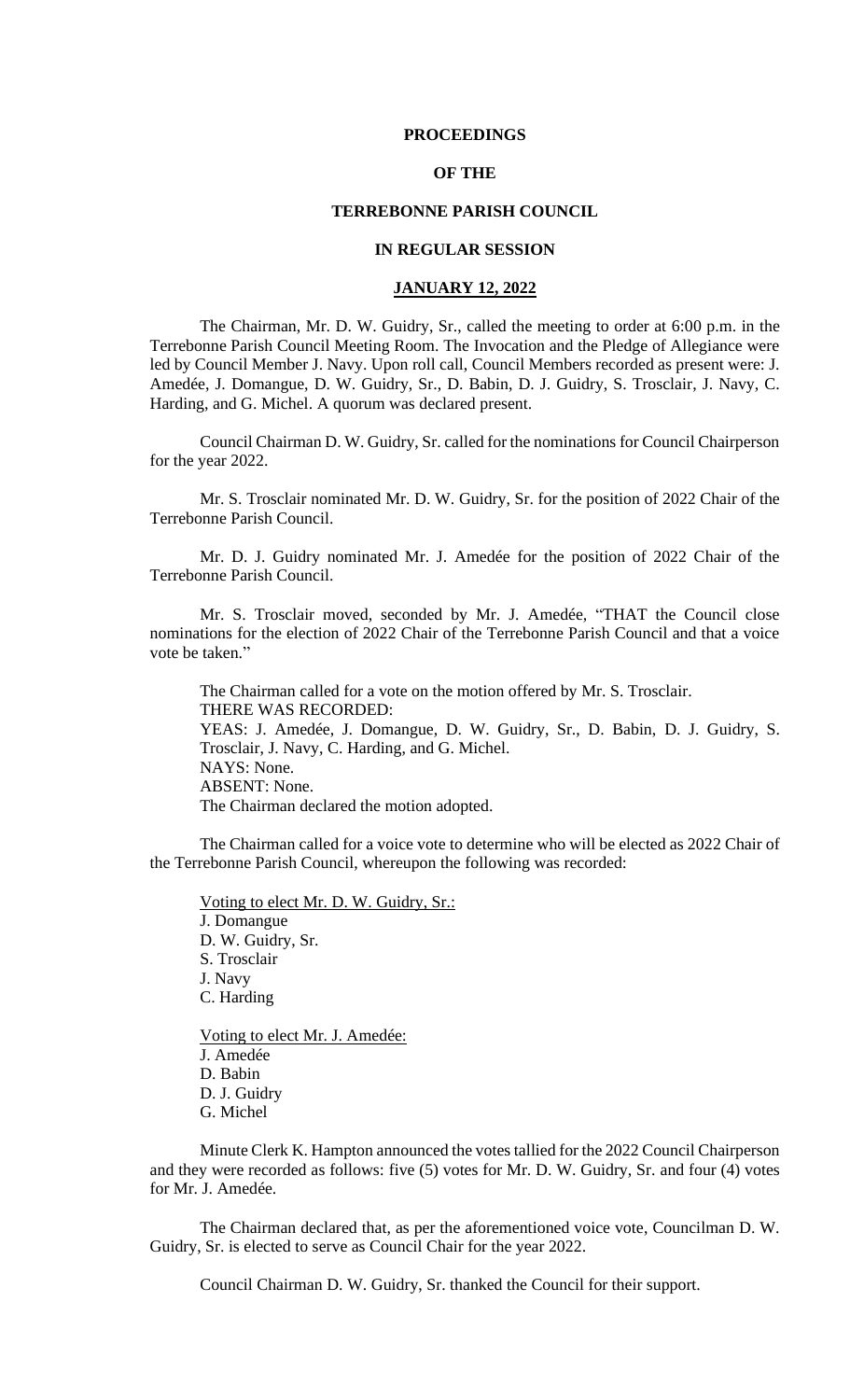**PROCEEDINGS**

**OF THE**

**TERREBONNE PARISH COUNCIL**

**IN REGULAR SESSION**

**JANUARY 12, 2022**

The Chairman, Mr. D. W. Guidry, Sr., called the meeting to order at 6:00 p.m. in the Terrebonne Parish Council Meeting Room. The Invocation and the Pledge of Allegiance were led by Council Member J. Navy. Upon roll call, Council Members recorded as present were: J. Amedée, J. Domangue, D. W. Guidry, Sr., D. Babin, D. J. Guidry, S. Trosclair, J. Navy, C. Harding, and G. Michel. A quorum was declared present.

Council Chairman D. W. Guidry, Sr. called for the nominations for Council Chairperson for the year 2022.

Mr. S. Trosclair nominated Mr. D. W. Guidry, Sr. for the position of 2022 Chair of the Terrebonne Parish Council.

Mr. D. J. Guidry nominated Mr. J. Amedée for the position of 2022 Chair of the Terrebonne Parish Council.

Mr. S. Trosclair moved, seconded by Mr. J. Amedée, "THAT the Council close nominations for the election of 2022 Chair of the Terrebonne Parish Council and that a voice vote be taken."

The Chairman called for a vote on the motion offered by Mr. S. Trosclair.
THERE WAS RECORDED:
YEAS: J. Amedée, J. Domangue, D. W. Guidry, Sr., D. Babin, D. J. Guidry, S. Trosclair, J. Navy, C. Harding, and G. Michel.
NAYS: None.
ABSENT: None.
The Chairman declared the motion adopted.

The Chairman called for a voice vote to determine who will be elected as 2022 Chair of the Terrebonne Parish Council, whereupon the following was recorded:

Voting to elect Mr. D. W. Guidry, Sr.:
J. Domangue
D. W. Guidry, Sr.
S. Trosclair
J. Navy
C. Harding

Voting to elect Mr. J. Amedée:
J. Amedée
D. Babin
D. J. Guidry
G. Michel

Minute Clerk K. Hampton announced the votes tallied for the 2022 Council Chairperson and they were recorded as follows: five (5) votes for Mr. D. W. Guidry, Sr. and four (4) votes for Mr. J. Amedée.

The Chairman declared that, as per the aforementioned voice vote, Councilman D. W. Guidry, Sr. is elected to serve as Council Chair for the year 2022.

Council Chairman D. W. Guidry, Sr. thanked the Council for their support.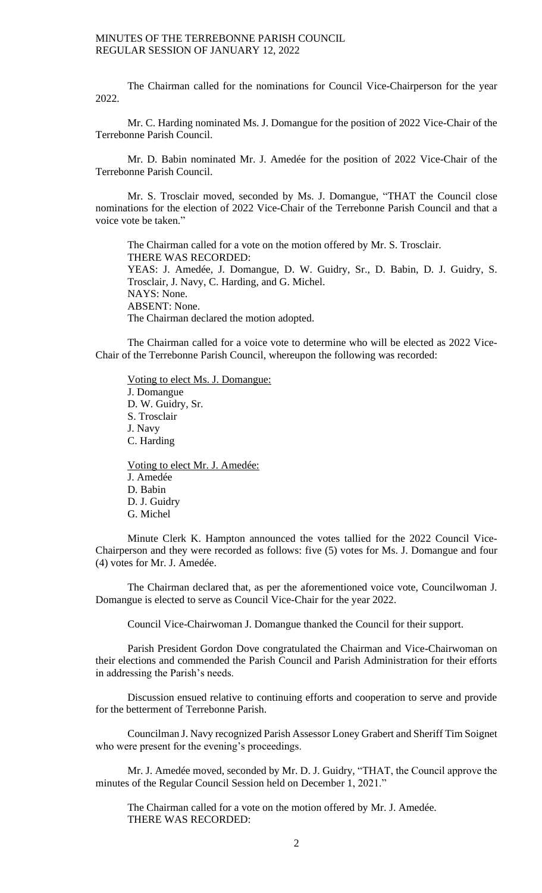The Chairman called for the nominations for Council Vice-Chairperson for the year 2022.

Mr. C. Harding nominated Ms. J. Domangue for the position of 2022 Vice-Chair of the Terrebonne Parish Council.

Mr. D. Babin nominated Mr. J. Amedée for the position of 2022 Vice-Chair of the Terrebonne Parish Council.

Mr. S. Trosclair moved, seconded by Ms. J. Domangue, "THAT the Council close nominations for the election of 2022 Vice-Chair of the Terrebonne Parish Council and that a voice vote be taken."

The Chairman called for a vote on the motion offered by Mr. S. Trosclair.
THERE WAS RECORDED:
YEAS: J. Amedée, J. Domangue, D. W. Guidry, Sr., D. Babin, D. J. Guidry, S. Trosclair, J. Navy, C. Harding, and G. Michel.
NAYS: None.
ABSENT: None.
The Chairman declared the motion adopted.

The Chairman called for a voice vote to determine who will be elected as 2022 Vice-Chair of the Terrebonne Parish Council, whereupon the following was recorded:

Voting to elect Ms. J. Domangue:
J. Domangue
D. W. Guidry, Sr.
S. Trosclair
J. Navy
C. Harding

Voting to elect Mr. J. Amedée:
J. Amedée
D. Babin
D. J. Guidry
G. Michel

Minute Clerk K. Hampton announced the votes tallied for the 2022 Council Vice-Chairperson and they were recorded as follows: five (5) votes for Ms. J. Domangue and four (4) votes for Mr. J. Amedée.

The Chairman declared that, as per the aforementioned voice vote, Councilwoman J. Domangue is elected to serve as Council Vice-Chair for the year 2022.

Council Vice-Chairwoman J. Domangue thanked the Council for their support.

Parish President Gordon Dove congratulated the Chairman and Vice-Chairwoman on their elections and commended the Parish Council and Parish Administration for their efforts in addressing the Parish's needs.

Discussion ensued relative to continuing efforts and cooperation to serve and provide for the betterment of Terrebonne Parish.

Councilman J. Navy recognized Parish Assessor Loney Grabert and Sheriff Tim Soignet who were present for the evening's proceedings.

Mr. J. Amedée moved, seconded by Mr. D. J. Guidry, "THAT, the Council approve the minutes of the Regular Council Session held on December 1, 2021."

The Chairman called for a vote on the motion offered by Mr. J. Amedée.
THERE WAS RECORDED: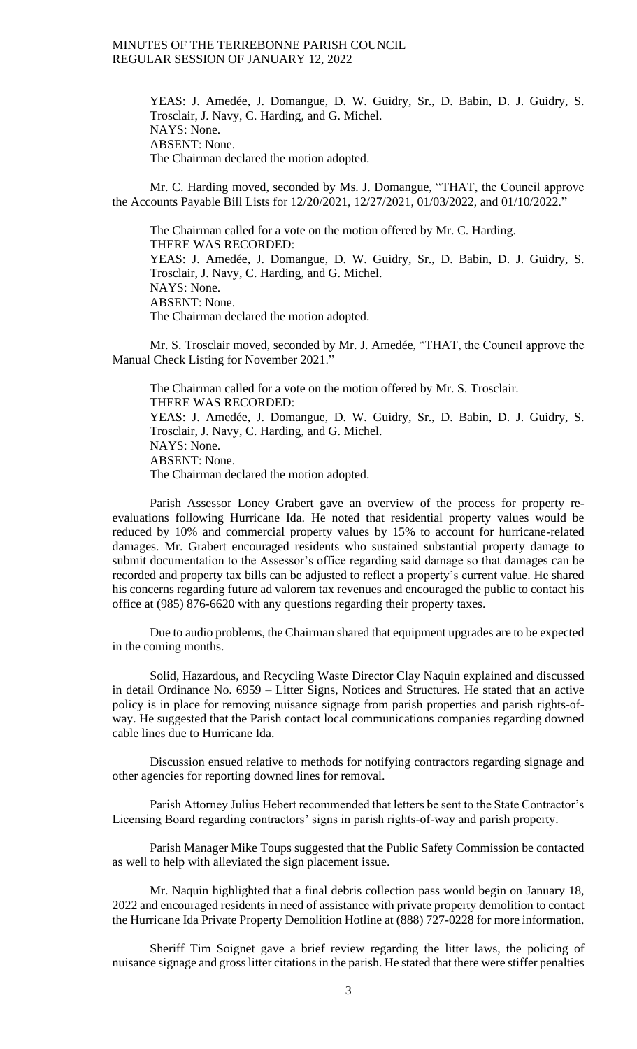YEAS: J. Amedée, J. Domangue, D. W. Guidry, Sr., D. Babin, D. J. Guidry, S. Trosclair, J. Navy, C. Harding, and G. Michel.
NAYS: None.
ABSENT: None.
The Chairman declared the motion adopted.

Mr. C. Harding moved, seconded by Ms. J. Domangue, "THAT, the Council approve the Accounts Payable Bill Lists for 12/20/2021, 12/27/2021, 01/03/2022, and 01/10/2022."

The Chairman called for a vote on the motion offered by Mr. C. Harding.
THERE WAS RECORDED:
YEAS: J. Amedée, J. Domangue, D. W. Guidry, Sr., D. Babin, D. J. Guidry, S. Trosclair, J. Navy, C. Harding, and G. Michel.
NAYS: None.
ABSENT: None.
The Chairman declared the motion adopted.

Mr. S. Trosclair moved, seconded by Mr. J. Amedée, "THAT, the Council approve the Manual Check Listing for November 2021."

The Chairman called for a vote on the motion offered by Mr. S. Trosclair.
THERE WAS RECORDED:
YEAS: J. Amedée, J. Domangue, D. W. Guidry, Sr., D. Babin, D. J. Guidry, S. Trosclair, J. Navy, C. Harding, and G. Michel.
NAYS: None.
ABSENT: None.
The Chairman declared the motion adopted.

Parish Assessor Loney Grabert gave an overview of the process for property re-evaluations following Hurricane Ida. He noted that residential property values would be reduced by 10% and commercial property values by 15% to account for hurricane-related damages. Mr. Grabert encouraged residents who sustained substantial property damage to submit documentation to the Assessor's office regarding said damage so that damages can be recorded and property tax bills can be adjusted to reflect a property's current value. He shared his concerns regarding future ad valorem tax revenues and encouraged the public to contact his office at (985) 876-6620 with any questions regarding their property taxes.

Due to audio problems, the Chairman shared that equipment upgrades are to be expected in the coming months.

Solid, Hazardous, and Recycling Waste Director Clay Naquin explained and discussed in detail Ordinance No. 6959 – Litter Signs, Notices and Structures. He stated that an active policy is in place for removing nuisance signage from parish properties and parish rights-of-way. He suggested that the Parish contact local communications companies regarding downed cable lines due to Hurricane Ida.

Discussion ensued relative to methods for notifying contractors regarding signage and other agencies for reporting downed lines for removal.

Parish Attorney Julius Hebert recommended that letters be sent to the State Contractor's Licensing Board regarding contractors' signs in parish rights-of-way and parish property.

Parish Manager Mike Toups suggested that the Public Safety Commission be contacted as well to help with alleviated the sign placement issue.

Mr. Naquin highlighted that a final debris collection pass would begin on January 18, 2022 and encouraged residents in need of assistance with private property demolition to contact the Hurricane Ida Private Property Demolition Hotline at (888) 727-0228 for more information.

Sheriff Tim Soignet gave a brief review regarding the litter laws, the policing of nuisance signage and gross litter citations in the parish. He stated that there were stiffer penalties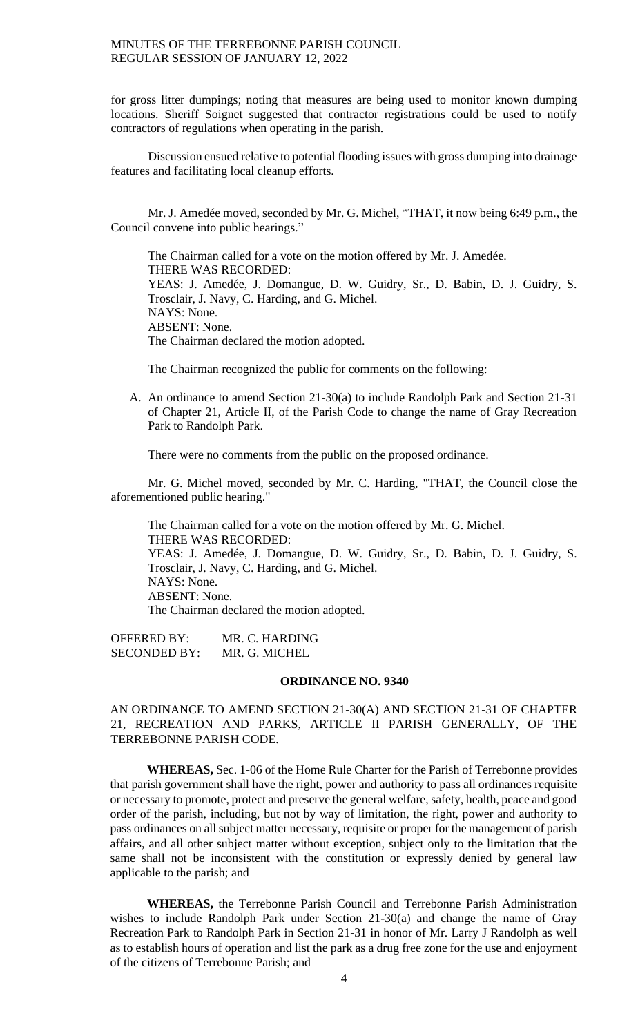for gross litter dumpings; noting that measures are being used to monitor known dumping locations. Sheriff Soignet suggested that contractor registrations could be used to notify contractors of regulations when operating in the parish.

Discussion ensued relative to potential flooding issues with gross dumping into drainage features and facilitating local cleanup efforts.

Mr. J. Amedée moved, seconded by Mr. G. Michel, "THAT, it now being 6:49 p.m., the Council convene into public hearings."

The Chairman called for a vote on the motion offered by Mr. J. Amedée.
THERE WAS RECORDED:
YEAS: J. Amedée, J. Domangue, D. W. Guidry, Sr., D. Babin, D. J. Guidry, S. Trosclair, J. Navy, C. Harding, and G. Michel.
NAYS: None.
ABSENT: None.
The Chairman declared the motion adopted.

The Chairman recognized the public for comments on the following:

A. An ordinance to amend Section 21-30(a) to include Randolph Park and Section 21-31 of Chapter 21, Article II, of the Parish Code to change the name of Gray Recreation Park to Randolph Park.

There were no comments from the public on the proposed ordinance.

Mr. G. Michel moved, seconded by Mr. C. Harding, "THAT, the Council close the aforementioned public hearing."

The Chairman called for a vote on the motion offered by Mr. G. Michel.
THERE WAS RECORDED:
YEAS: J. Amedée, J. Domangue, D. W. Guidry, Sr., D. Babin, D. J. Guidry, S. Trosclair, J. Navy, C. Harding, and G. Michel.
NAYS: None.
ABSENT: None.
The Chairman declared the motion adopted.

OFFERED BY: MR. C. HARDING
SECONDED BY: MR. G. MICHEL

**ORDINANCE NO. 9340**

AN ORDINANCE TO AMEND SECTION 21-30(A) AND SECTION 21-31 OF CHAPTER 21, RECREATION AND PARKS, ARTICLE II PARISH GENERALLY, OF THE TERREBONNE PARISH CODE.

**WHEREAS,** Sec. 1-06 of the Home Rule Charter for the Parish of Terrebonne provides that parish government shall have the right, power and authority to pass all ordinances requisite or necessary to promote, protect and preserve the general welfare, safety, health, peace and good order of the parish, including, but not by way of limitation, the right, power and authority to pass ordinances on all subject matter necessary, requisite or proper for the management of parish affairs, and all other subject matter without exception, subject only to the limitation that the same shall not be inconsistent with the constitution or expressly denied by general law applicable to the parish; and

**WHEREAS,** the Terrebonne Parish Council and Terrebonne Parish Administration wishes to include Randolph Park under Section 21-30(a) and change the name of Gray Recreation Park to Randolph Park in Section 21-31 in honor of Mr. Larry J Randolph as well as to establish hours of operation and list the park as a drug free zone for the use and enjoyment of the citizens of Terrebonne Parish; and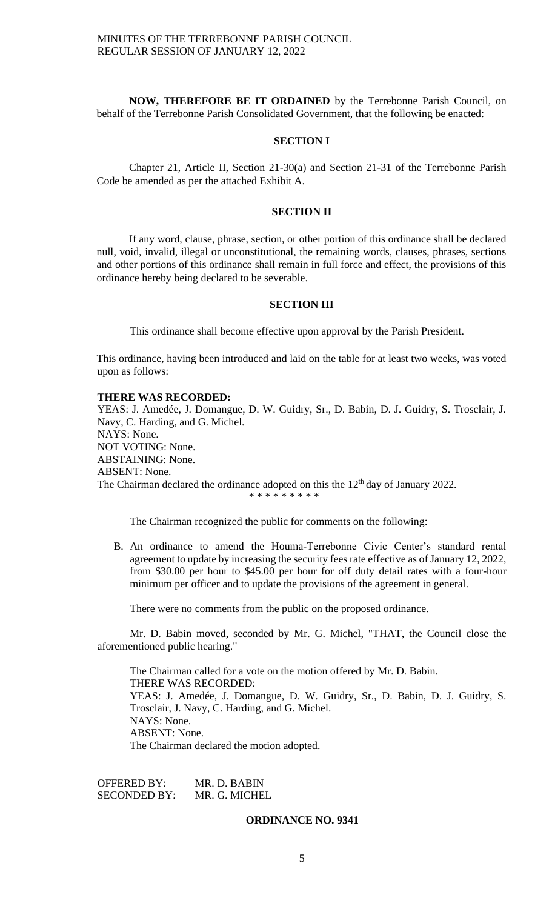**NOW, THEREFORE BE IT ORDAINED** by the Terrebonne Parish Council, on behalf of the Terrebonne Parish Consolidated Government, that the following be enacted:

**SECTION I**

Chapter 21, Article II, Section 21-30(a) and Section 21-31 of the Terrebonne Parish Code be amended as per the attached Exhibit A.

**SECTION II**

If any word, clause, phrase, section, or other portion of this ordinance shall be declared null, void, invalid, illegal or unconstitutional, the remaining words, clauses, phrases, sections and other portions of this ordinance shall remain in full force and effect, the provisions of this ordinance hereby being declared to be severable.

**SECTION III**

This ordinance shall become effective upon approval by the Parish President.

This ordinance, having been introduced and laid on the table for at least two weeks, was voted upon as follows:

**THERE WAS RECORDED:**
YEAS: J. Amedée, J. Domangue, D. W. Guidry, Sr., D. Babin, D. J. Guidry, S. Trosclair, J. Navy, C. Harding, and G. Michel.
NAYS: None.
NOT VOTING: None.
ABSTAINING: None.
ABSENT: None.
The Chairman declared the ordinance adopted on this the 12th day of January 2022.

\* \* \* \* \* \* \* \* \*

The Chairman recognized the public for comments on the following:

B. An ordinance to amend the Houma-Terrebonne Civic Center's standard rental agreement to update by increasing the security fees rate effective as of January 12, 2022, from $30.00 per hour to $45.00 per hour for off duty detail rates with a four-hour minimum per officer and to update the provisions of the agreement in general.

There were no comments from the public on the proposed ordinance.

Mr. D. Babin moved, seconded by Mr. G. Michel, "THAT, the Council close the aforementioned public hearing."

The Chairman called for a vote on the motion offered by Mr. D. Babin.
THERE WAS RECORDED:
YEAS: J. Amedée, J. Domangue, D. W. Guidry, Sr., D. Babin, D. J. Guidry, S. Trosclair, J. Navy, C. Harding, and G. Michel.
NAYS: None.
ABSENT: None.
The Chairman declared the motion adopted.

OFFERED BY: MR. D. BABIN
SECONDED BY: MR. G. MICHEL

**ORDINANCE NO. 9341**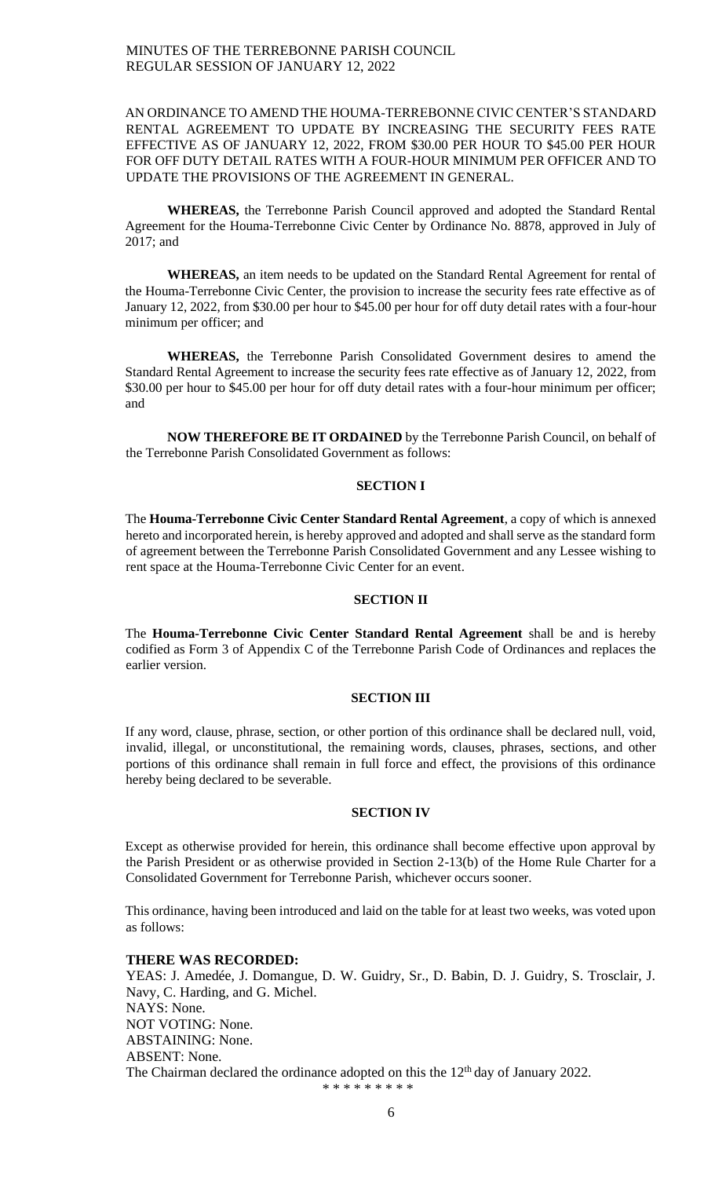AN ORDINANCE TO AMEND THE HOUMA-TERREBONNE CIVIC CENTER'S STANDARD RENTAL AGREEMENT TO UPDATE BY INCREASING THE SECURITY FEES RATE EFFECTIVE AS OF JANUARY 12, 2022, FROM $30.00 PER HOUR TO $45.00 PER HOUR FOR OFF DUTY DETAIL RATES WITH A FOUR-HOUR MINIMUM PER OFFICER AND TO UPDATE THE PROVISIONS OF THE AGREEMENT IN GENERAL.

**WHEREAS,** the Terrebonne Parish Council approved and adopted the Standard Rental Agreement for the Houma-Terrebonne Civic Center by Ordinance No. 8878, approved in July of 2017; and

**WHEREAS,** an item needs to be updated on the Standard Rental Agreement for rental of the Houma-Terrebonne Civic Center, the provision to increase the security fees rate effective as of January 12, 2022, from $30.00 per hour to $45.00 per hour for off duty detail rates with a four-hour minimum per officer; and

**WHEREAS,** the Terrebonne Parish Consolidated Government desires to amend the Standard Rental Agreement to increase the security fees rate effective as of January 12, 2022, from $30.00 per hour to $45.00 per hour for off duty detail rates with a four-hour minimum per officer; and

**NOW THEREFORE BE IT ORDAINED** by the Terrebonne Parish Council, on behalf of the Terrebonne Parish Consolidated Government as follows:

**SECTION I**

The **Houma-Terrebonne Civic Center Standard Rental Agreement**, a copy of which is annexed hereto and incorporated herein, is hereby approved and adopted and shall serve as the standard form of agreement between the Terrebonne Parish Consolidated Government and any Lessee wishing to rent space at the Houma-Terrebonne Civic Center for an event.

**SECTION II**

The **Houma-Terrebonne Civic Center Standard Rental Agreement** shall be and is hereby codified as Form 3 of Appendix C of the Terrebonne Parish Code of Ordinances and replaces the earlier version.

**SECTION III**

If any word, clause, phrase, section, or other portion of this ordinance shall be declared null, void, invalid, illegal, or unconstitutional, the remaining words, clauses, phrases, sections, and other portions of this ordinance shall remain in full force and effect, the provisions of this ordinance hereby being declared to be severable.

**SECTION IV**

Except as otherwise provided for herein, this ordinance shall become effective upon approval by the Parish President or as otherwise provided in Section 2-13(b) of the Home Rule Charter for a Consolidated Government for Terrebonne Parish, whichever occurs sooner.

This ordinance, having been introduced and laid on the table for at least two weeks, was voted upon as follows:

**THERE WAS RECORDED:**

YEAS: J. Amedée, J. Domangue, D. W. Guidry, Sr., D. Babin, D. J. Guidry, S. Trosclair, J. Navy, C. Harding, and G. Michel.
NAYS: None.
NOT VOTING: None.
ABSTAINING: None.
ABSENT: None.
The Chairman declared the ordinance adopted on this the 12th day of January 2022.

\* \* \* \* \* \* \* \* \*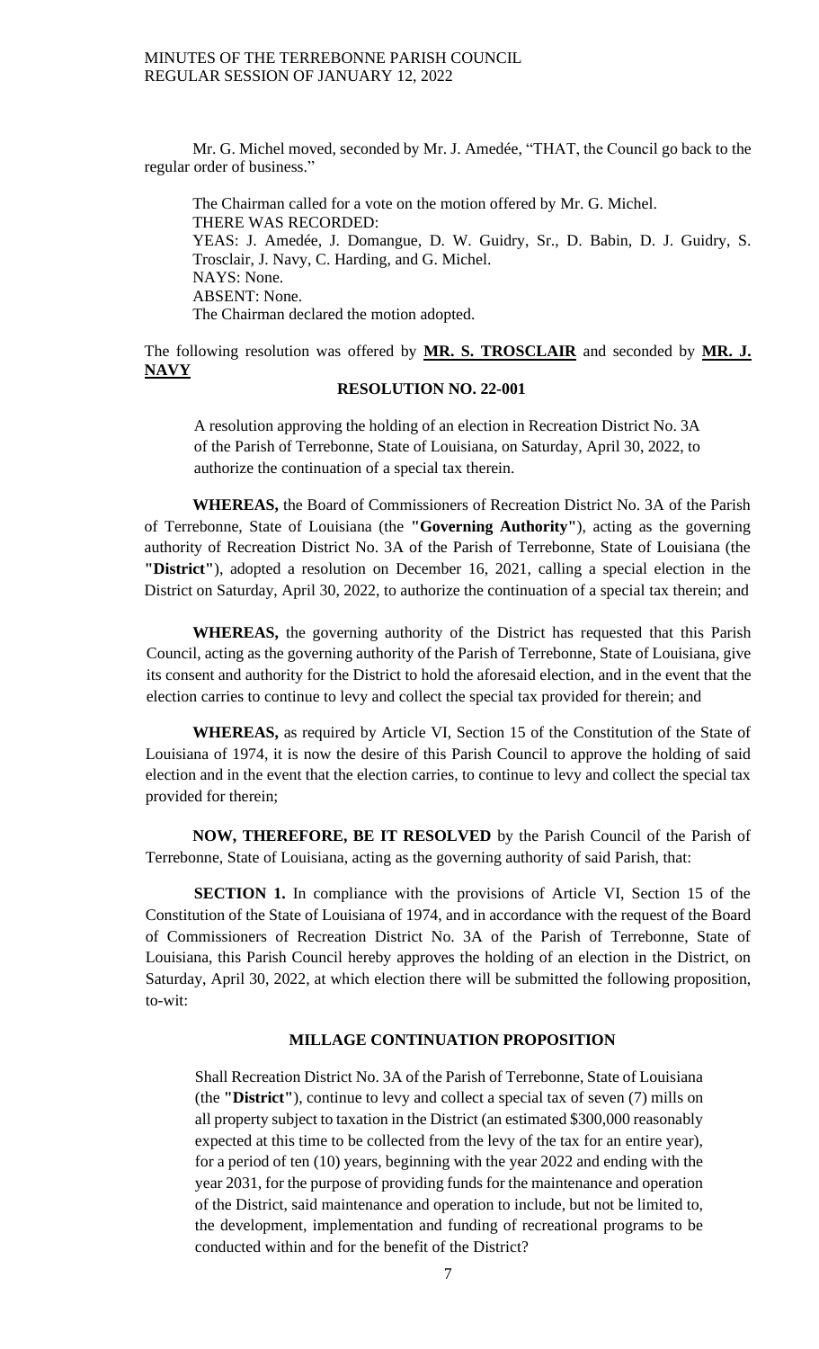Mr. G. Michel moved, seconded by Mr. J. Amedée, "THAT, the Council go back to the regular order of business."

The Chairman called for a vote on the motion offered by Mr. G. Michel.
THERE WAS RECORDED:
YEAS: J. Amedée, J. Domangue, D. W. Guidry, Sr., D. Babin, D. J. Guidry, S. Trosclair, J. Navy, C. Harding, and G. Michel.
NAYS: None.
ABSENT: None.
The Chairman declared the motion adopted.

The following resolution was offered by **MR. S. TROSCLAIR** and seconded by **MR. J. NAVY**

**RESOLUTION NO. 22-001**

A resolution approving the holding of an election in Recreation District No. 3A of the Parish of Terrebonne, State of Louisiana, on Saturday, April 30, 2022, to authorize the continuation of a special tax therein.

**WHEREAS,** the Board of Commissioners of Recreation District No. 3A of the Parish of Terrebonne, State of Louisiana (the **"Governing Authority"**), acting as the governing authority of Recreation District No. 3A of the Parish of Terrebonne, State of Louisiana (the **"District"**), adopted a resolution on December 16, 2021, calling a special election in the District on Saturday, April 30, 2022, to authorize the continuation of a special tax therein; and

**WHEREAS,** the governing authority of the District has requested that this Parish Council, acting as the governing authority of the Parish of Terrebonne, State of Louisiana, give its consent and authority for the District to hold the aforesaid election, and in the event that the election carries to continue to levy and collect the special tax provided for therein; and

**WHEREAS,** as required by Article VI, Section 15 of the Constitution of the State of Louisiana of 1974, it is now the desire of this Parish Council to approve the holding of said election and in the event that the election carries, to continue to levy and collect the special tax provided for therein;

**NOW, THEREFORE, BE IT RESOLVED** by the Parish Council of the Parish of Terrebonne, State of Louisiana, acting as the governing authority of said Parish, that:

**SECTION 1.** In compliance with the provisions of Article VI, Section 15 of the Constitution of the State of Louisiana of 1974, and in accordance with the request of the Board of Commissioners of Recreation District No. 3A of the Parish of Terrebonne, State of Louisiana, this Parish Council hereby approves the holding of an election in the District, on Saturday, April 30, 2022, at which election there will be submitted the following proposition, to-wit:

**MILLAGE CONTINUATION PROPOSITION**

Shall Recreation District No. 3A of the Parish of Terrebonne, State of Louisiana (the **"District"**), continue to levy and collect a special tax of seven (7) mills on all property subject to taxation in the District (an estimated $300,000 reasonably expected at this time to be collected from the levy of the tax for an entire year), for a period of ten (10) years, beginning with the year 2022 and ending with the year 2031, for the purpose of providing funds for the maintenance and operation of the District, said maintenance and operation to include, but not be limited to, the development, implementation and funding of recreational programs to be conducted within and for the benefit of the District?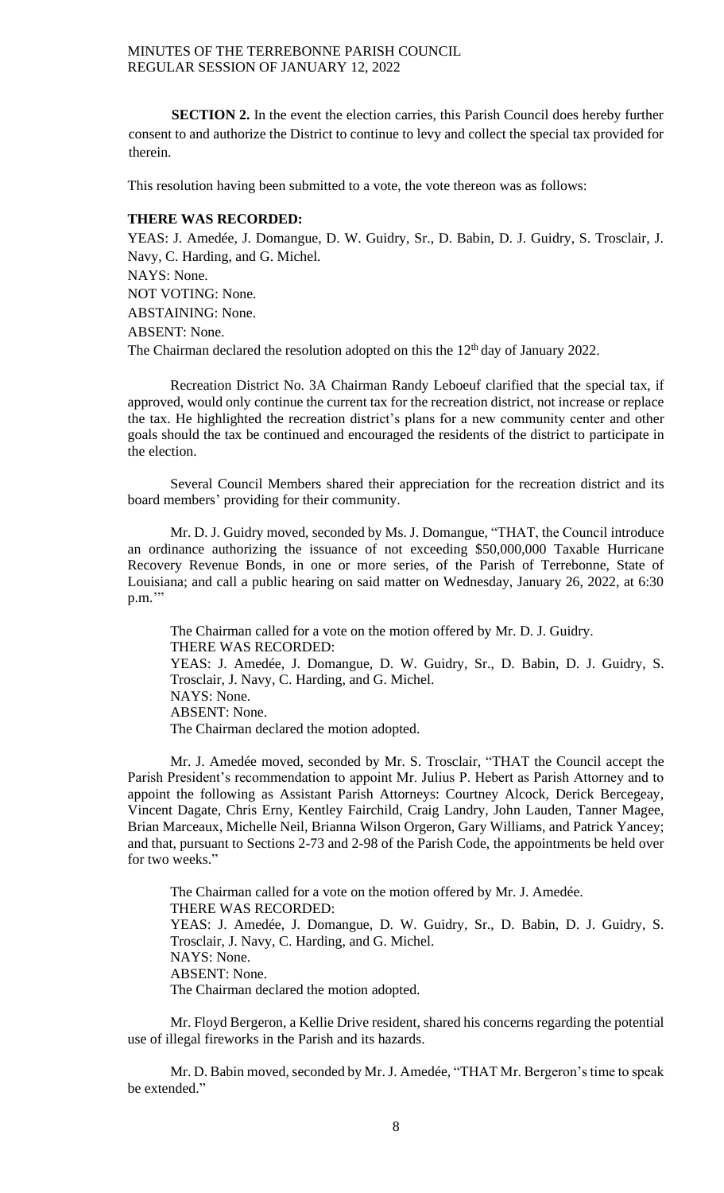**SECTION 2.** In the event the election carries, this Parish Council does hereby further consent to and authorize the District to continue to levy and collect the special tax provided for therein.

This resolution having been submitted to a vote, the vote thereon was as follows:

**THERE WAS RECORDED:**

YEAS: J. Amedée, J. Domangue, D. W. Guidry, Sr., D. Babin, D. J. Guidry, S. Trosclair, J. Navy, C. Harding, and G. Michel.

NAYS: None.

NOT VOTING: None.

ABSTAINING: None.

ABSENT: None.

The Chairman declared the resolution adopted on this the 12th day of January 2022.

Recreation District No. 3A Chairman Randy Leboeuf clarified that the special tax, if approved, would only continue the current tax for the recreation district, not increase or replace the tax. He highlighted the recreation district's plans for a new community center and other goals should the tax be continued and encouraged the residents of the district to participate in the election.

Several Council Members shared their appreciation for the recreation district and its board members' providing for their community.

Mr. D. J. Guidry moved, seconded by Ms. J. Domangue, "THAT, the Council introduce an ordinance authorizing the issuance of not exceeding $50,000,000 Taxable Hurricane Recovery Revenue Bonds, in one or more series, of the Parish of Terrebonne, State of Louisiana; and call a public hearing on said matter on Wednesday, January 26, 2022, at 6:30 p.m.'"

The Chairman called for a vote on the motion offered by Mr. D. J. Guidry.

THERE WAS RECORDED:

YEAS: J. Amedée, J. Domangue, D. W. Guidry, Sr., D. Babin, D. J. Guidry, S. Trosclair, J. Navy, C. Harding, and G. Michel.

NAYS: None.

ABSENT: None.

The Chairman declared the motion adopted.

Mr. J. Amedée moved, seconded by Mr. S. Trosclair, "THAT the Council accept the Parish President's recommendation to appoint Mr. Julius P. Hebert as Parish Attorney and to appoint the following as Assistant Parish Attorneys: Courtney Alcock, Derick Bercegeay, Vincent Dagate, Chris Erny, Kentley Fairchild, Craig Landry, John Lauden, Tanner Magee, Brian Marceaux, Michelle Neil, Brianna Wilson Orgeron, Gary Williams, and Patrick Yancey; and that, pursuant to Sections 2-73 and 2-98 of the Parish Code, the appointments be held over for two weeks."

The Chairman called for a vote on the motion offered by Mr. J. Amedée.

THERE WAS RECORDED:

YEAS: J. Amedée, J. Domangue, D. W. Guidry, Sr., D. Babin, D. J. Guidry, S. Trosclair, J. Navy, C. Harding, and G. Michel.

NAYS: None.

ABSENT: None.

The Chairman declared the motion adopted.

Mr. Floyd Bergeron, a Kellie Drive resident, shared his concerns regarding the potential use of illegal fireworks in the Parish and its hazards.

Mr. D. Babin moved, seconded by Mr. J. Amedée, "THAT Mr. Bergeron's time to speak be extended."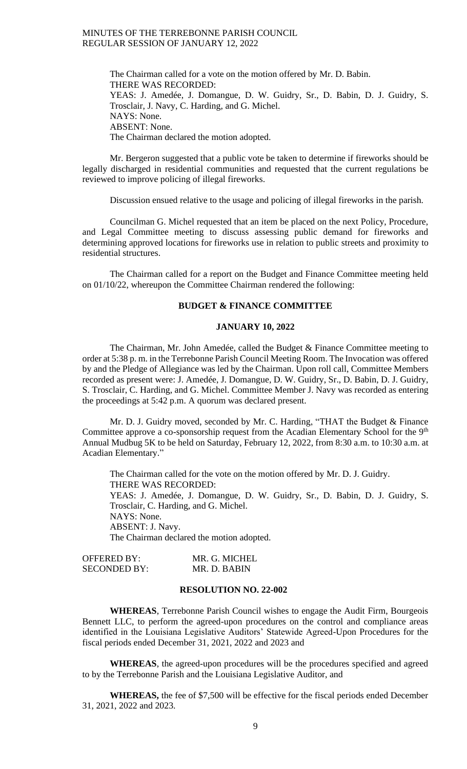The Chairman called for a vote on the motion offered by Mr. D. Babin.
THERE WAS RECORDED:
YEAS: J. Amedée, J. Domangue, D. W. Guidry, Sr., D. Babin, D. J. Guidry, S. Trosclair, J. Navy, C. Harding, and G. Michel.
NAYS: None.
ABSENT: None.
The Chairman declared the motion adopted.

Mr. Bergeron suggested that a public vote be taken to determine if fireworks should be legally discharged in residential communities and requested that the current regulations be reviewed to improve policing of illegal fireworks.

Discussion ensued relative to the usage and policing of illegal fireworks in the parish.

Councilman G. Michel requested that an item be placed on the next Policy, Procedure, and Legal Committee meeting to discuss assessing public demand for fireworks and determining approved locations for fireworks use in relation to public streets and proximity to residential structures.

The Chairman called for a report on the Budget and Finance Committee meeting held on 01/10/22, whereupon the Committee Chairman rendered the following:

**BUDGET & FINANCE COMMITTEE**

**JANUARY 10, 2022**

The Chairman, Mr. John Amedée, called the Budget & Finance Committee meeting to order at 5:38 p. m. in the Terrebonne Parish Council Meeting Room. The Invocation was offered by and the Pledge of Allegiance was led by the Chairman. Upon roll call, Committee Members recorded as present were: J. Amedée, J. Domangue, D. W. Guidry, Sr., D. Babin, D. J. Guidry, S. Trosclair, C. Harding, and G. Michel. Committee Member J. Navy was recorded as entering the proceedings at 5:42 p.m. A quorum was declared present.

Mr. D. J. Guidry moved, seconded by Mr. C. Harding, "THAT the Budget & Finance Committee approve a co-sponsorship request from the Acadian Elementary School for the 9th Annual Mudbug 5K to be held on Saturday, February 12, 2022, from 8:30 a.m. to 10:30 a.m. at Acadian Elementary."

The Chairman called for the vote on the motion offered by Mr. D. J. Guidry.
THERE WAS RECORDED:
YEAS: J. Amedée, J. Domangue, D. W. Guidry, Sr., D. Babin, D. J. Guidry, S. Trosclair, C. Harding, and G. Michel.
NAYS: None.
ABSENT: J. Navy.
The Chairman declared the motion adopted.

OFFERED BY: MR. G. MICHEL
SECONDED BY: MR. D. BABIN

**RESOLUTION NO. 22-002**

**WHEREAS**, Terrebonne Parish Council wishes to engage the Audit Firm, Bourgeois Bennett LLC, to perform the agreed-upon procedures on the control and compliance areas identified in the Louisiana Legislative Auditors' Statewide Agreed-Upon Procedures for the fiscal periods ended December 31, 2021, 2022 and 2023 and

**WHEREAS**, the agreed-upon procedures will be the procedures specified and agreed to by the Terrebonne Parish and the Louisiana Legislative Auditor, and

**WHEREAS,** the fee of $7,500 will be effective for the fiscal periods ended December 31, 2021, 2022 and 2023.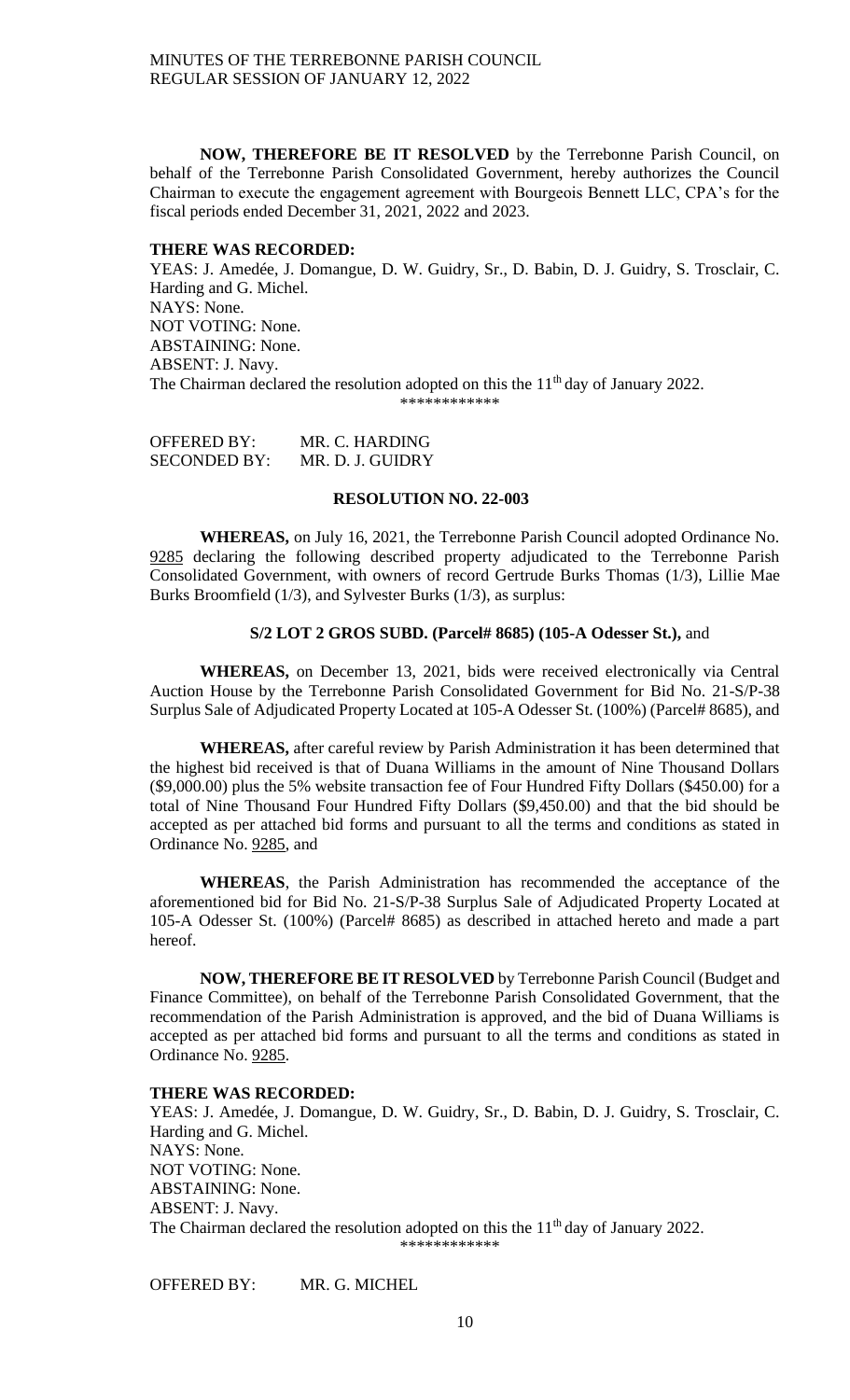**NOW, THEREFORE BE IT RESOLVED** by the Terrebonne Parish Council, on behalf of the Terrebonne Parish Consolidated Government, hereby authorizes the Council Chairman to execute the engagement agreement with Bourgeois Bennett LLC, CPA's for the fiscal periods ended December 31, 2021, 2022 and 2023.

**THERE WAS RECORDED:**

YEAS: J. Amedée, J. Domangue, D. W. Guidry, Sr., D. Babin, D. J. Guidry, S. Trosclair, C. Harding and G. Michel.
NAYS: None.
NOT VOTING: None.
ABSTAINING: None.
ABSENT: J. Navy.
The Chairman declared the resolution adopted on this the 11th day of January 2022.

\*\*\*\*\*\*\*\*\*\*\*\*

OFFERED BY: MR. C. HARDING
SECONDED BY: MR. D. J. GUIDRY

**RESOLUTION NO. 22-003**

**WHEREAS,** on July 16, 2021, the Terrebonne Parish Council adopted Ordinance No. 9285 declaring the following described property adjudicated to the Terrebonne Parish Consolidated Government, with owners of record Gertrude Burks Thomas (1/3), Lillie Mae Burks Broomfield (1/3), and Sylvester Burks (1/3), as surplus:

**S/2 LOT 2 GROS SUBD. (Parcel# 8685) (105-A Odesser St.),** and

**WHEREAS,** on December 13, 2021, bids were received electronically via Central Auction House by the Terrebonne Parish Consolidated Government for Bid No. 21-S/P-38 Surplus Sale of Adjudicated Property Located at 105-A Odesser St. (100%) (Parcel# 8685), and

**WHEREAS,** after careful review by Parish Administration it has been determined that the highest bid received is that of Duana Williams in the amount of Nine Thousand Dollars ($9,000.00) plus the 5% website transaction fee of Four Hundred Fifty Dollars ($450.00) for a total of Nine Thousand Four Hundred Fifty Dollars ($9,450.00) and that the bid should be accepted as per attached bid forms and pursuant to all the terms and conditions as stated in Ordinance No. 9285, and

**WHEREAS**, the Parish Administration has recommended the acceptance of the aforementioned bid for Bid No. 21-S/P-38 Surplus Sale of Adjudicated Property Located at 105-A Odesser St. (100%) (Parcel# 8685) as described in attached hereto and made a part hereof.

**NOW, THEREFORE BE IT RESOLVED** by Terrebonne Parish Council (Budget and Finance Committee), on behalf of the Terrebonne Parish Consolidated Government, that the recommendation of the Parish Administration is approved, and the bid of Duana Williams is accepted as per attached bid forms and pursuant to all the terms and conditions as stated in Ordinance No. 9285.

**THERE WAS RECORDED:**

YEAS: J. Amedée, J. Domangue, D. W. Guidry, Sr., D. Babin, D. J. Guidry, S. Trosclair, C. Harding and G. Michel.
NAYS: None.
NOT VOTING: None.
ABSTAINING: None.
ABSENT: J. Navy.
The Chairman declared the resolution adopted on this the 11th day of January 2022.

\*\*\*\*\*\*\*\*\*\*\*\*

OFFERED BY: MR. G. MICHEL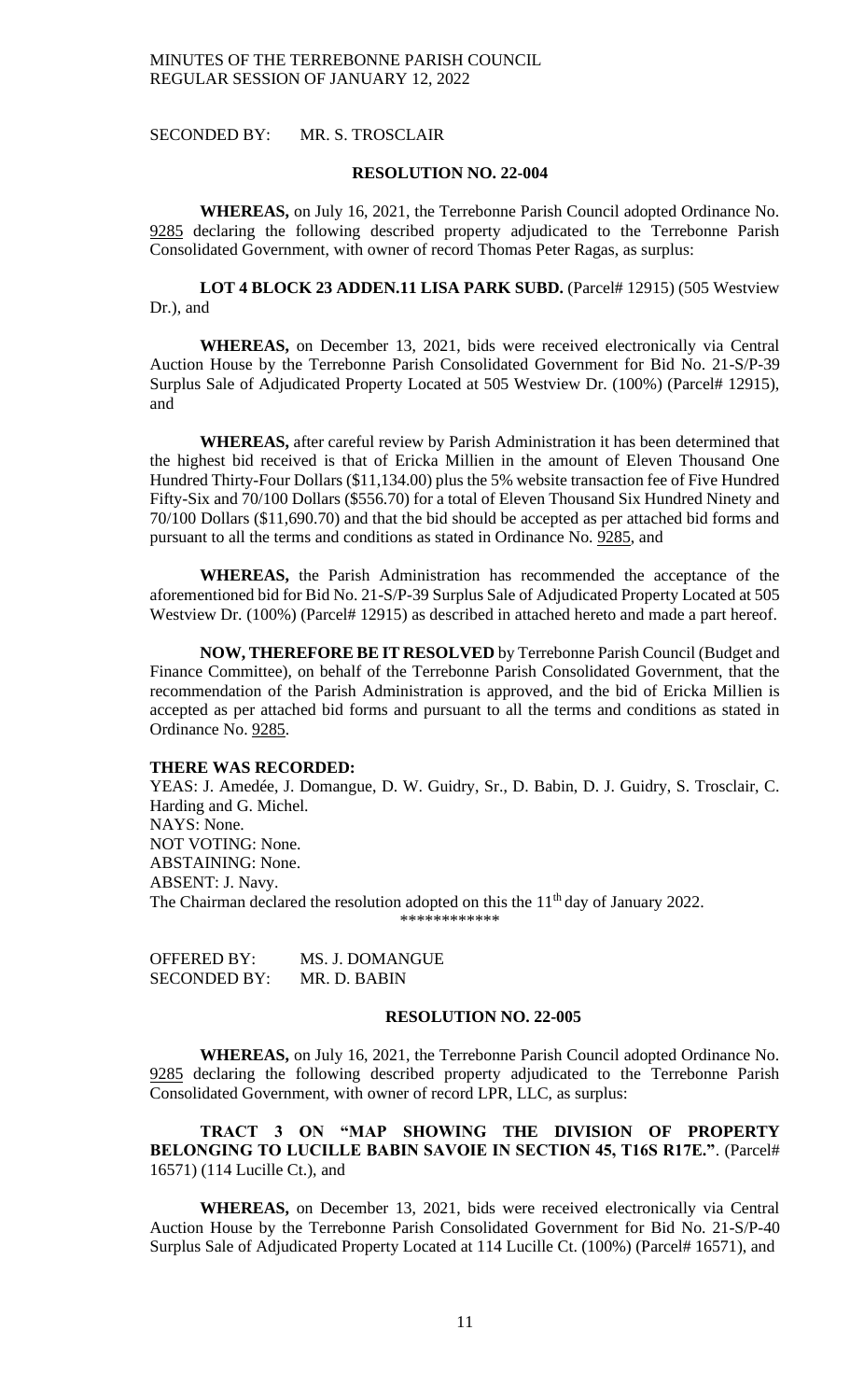SECONDED BY: MR. S. TROSCLAIR

**RESOLUTION NO. 22-004**

**WHEREAS,** on July 16, 2021, the Terrebonne Parish Council adopted Ordinance No. 9285 declaring the following described property adjudicated to the Terrebonne Parish Consolidated Government, with owner of record Thomas Peter Ragas, as surplus:

**LOT 4 BLOCK 23 ADDEN.11 LISA PARK SUBD.** (Parcel# 12915) (505 Westview Dr.), and

**WHEREAS,** on December 13, 2021, bids were received electronically via Central Auction House by the Terrebonne Parish Consolidated Government for Bid No. 21-S/P-39 Surplus Sale of Adjudicated Property Located at 505 Westview Dr. (100%) (Parcel# 12915), and

**WHEREAS,** after careful review by Parish Administration it has been determined that the highest bid received is that of Ericka Millien in the amount of Eleven Thousand One Hundred Thirty-Four Dollars ($11,134.00) plus the 5% website transaction fee of Five Hundred Fifty-Six and 70/100 Dollars ($556.70) for a total of Eleven Thousand Six Hundred Ninety and 70/100 Dollars ($11,690.70) and that the bid should be accepted as per attached bid forms and pursuant to all the terms and conditions as stated in Ordinance No. 9285, and

**WHEREAS,** the Parish Administration has recommended the acceptance of the aforementioned bid for Bid No. 21-S/P-39 Surplus Sale of Adjudicated Property Located at 505 Westview Dr. (100%) (Parcel# 12915) as described in attached hereto and made a part hereof.

**NOW, THEREFORE BE IT RESOLVED** by Terrebonne Parish Council (Budget and Finance Committee), on behalf of the Terrebonne Parish Consolidated Government, that the recommendation of the Parish Administration is approved, and the bid of Ericka Millien is accepted as per attached bid forms and pursuant to all the terms and conditions as stated in Ordinance No. 9285.

**THERE WAS RECORDED:**

YEAS: J. Amedée, J. Domangue, D. W. Guidry, Sr., D. Babin, D. J. Guidry, S. Trosclair, C. Harding and G. Michel.
NAYS: None.
NOT VOTING: None.
ABSTAINING: None.
ABSENT: J. Navy.
The Chairman declared the resolution adopted on this the 11th day of January 2022.

\*\*\*\*\*\*\*\*\*\*\*\*

OFFERED BY: MS. J. DOMANGUE
SECONDED BY: MR. D. BABIN

**RESOLUTION NO. 22-005**

**WHEREAS,** on July 16, 2021, the Terrebonne Parish Council adopted Ordinance No. 9285 declaring the following described property adjudicated to the Terrebonne Parish Consolidated Government, with owner of record LPR, LLC, as surplus:

**TRACT 3 ON "MAP SHOWING THE DIVISION OF PROPERTY BELONGING TO LUCILLE BABIN SAVOIE IN SECTION 45, T16S R17E."**. (Parcel# 16571) (114 Lucille Ct.), and

**WHEREAS,** on December 13, 2021, bids were received electronically via Central Auction House by the Terrebonne Parish Consolidated Government for Bid No. 21-S/P-40 Surplus Sale of Adjudicated Property Located at 114 Lucille Ct. (100%) (Parcel# 16571), and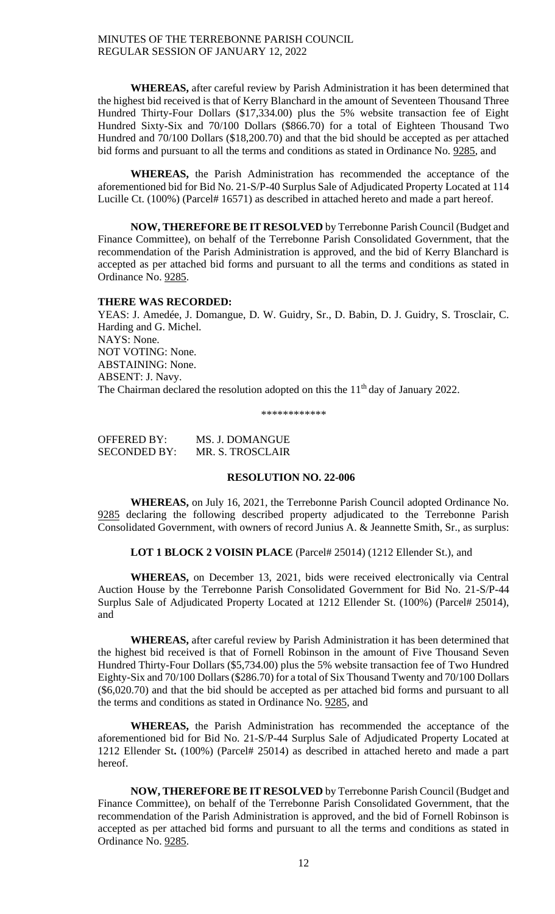**WHEREAS,** after careful review by Parish Administration it has been determined that the highest bid received is that of Kerry Blanchard in the amount of Seventeen Thousand Three Hundred Thirty-Four Dollars ($17,334.00) plus the 5% website transaction fee of Eight Hundred Sixty-Six and 70/100 Dollars ($866.70) for a total of Eighteen Thousand Two Hundred and 70/100 Dollars ($18,200.70) and that the bid should be accepted as per attached bid forms and pursuant to all the terms and conditions as stated in Ordinance No. 9285, and

**WHEREAS,** the Parish Administration has recommended the acceptance of the aforementioned bid for Bid No. 21-S/P-40 Surplus Sale of Adjudicated Property Located at 114 Lucille Ct. (100%) (Parcel# 16571) as described in attached hereto and made a part hereof.

**NOW, THEREFORE BE IT RESOLVED** by Terrebonne Parish Council (Budget and Finance Committee), on behalf of the Terrebonne Parish Consolidated Government, that the recommendation of the Parish Administration is approved, and the bid of Kerry Blanchard is accepted as per attached bid forms and pursuant to all the terms and conditions as stated in Ordinance No. 9285.

**THERE WAS RECORDED:**

YEAS: J. Amedée, J. Domangue, D. W. Guidry, Sr., D. Babin, D. J. Guidry, S. Trosclair, C. Harding and G. Michel.
NAYS: None.
NOT VOTING: None.
ABSTAINING: None.
ABSENT: J. Navy.
The Chairman declared the resolution adopted on this the 11th day of January 2022.

\*\*\*\*\*\*\*\*\*\*\*\*

OFFERED BY: MS. J. DOMANGUE
SECONDED BY: MR. S. TROSCLAIR

**RESOLUTION NO. 22-006**

**WHEREAS,** on July 16, 2021, the Terrebonne Parish Council adopted Ordinance No. 9285 declaring the following described property adjudicated to the Terrebonne Parish Consolidated Government, with owners of record Junius A. & Jeannette Smith, Sr., as surplus:

**LOT 1 BLOCK 2 VOISIN PLACE** (Parcel# 25014) (1212 Ellender St.), and

**WHEREAS,** on December 13, 2021, bids were received electronically via Central Auction House by the Terrebonne Parish Consolidated Government for Bid No. 21-S/P-44 Surplus Sale of Adjudicated Property Located at 1212 Ellender St. (100%) (Parcel# 25014), and

**WHEREAS,** after careful review by Parish Administration it has been determined that the highest bid received is that of Fornell Robinson in the amount of Five Thousand Seven Hundred Thirty-Four Dollars ($5,734.00) plus the 5% website transaction fee of Two Hundred Eighty-Six and 70/100 Dollars ($286.70) for a total of Six Thousand Twenty and 70/100 Dollars ($6,020.70) and that the bid should be accepted as per attached bid forms and pursuant to all the terms and conditions as stated in Ordinance No. 9285, and

**WHEREAS,** the Parish Administration has recommended the acceptance of the aforementioned bid for Bid No. 21-S/P-44 Surplus Sale of Adjudicated Property Located at 1212 Ellender St. (100%) (Parcel# 25014) as described in attached hereto and made a part hereof.

**NOW, THEREFORE BE IT RESOLVED** by Terrebonne Parish Council (Budget and Finance Committee), on behalf of the Terrebonne Parish Consolidated Government, that the recommendation of the Parish Administration is approved, and the bid of Fornell Robinson is accepted as per attached bid forms and pursuant to all the terms and conditions as stated in Ordinance No. 9285.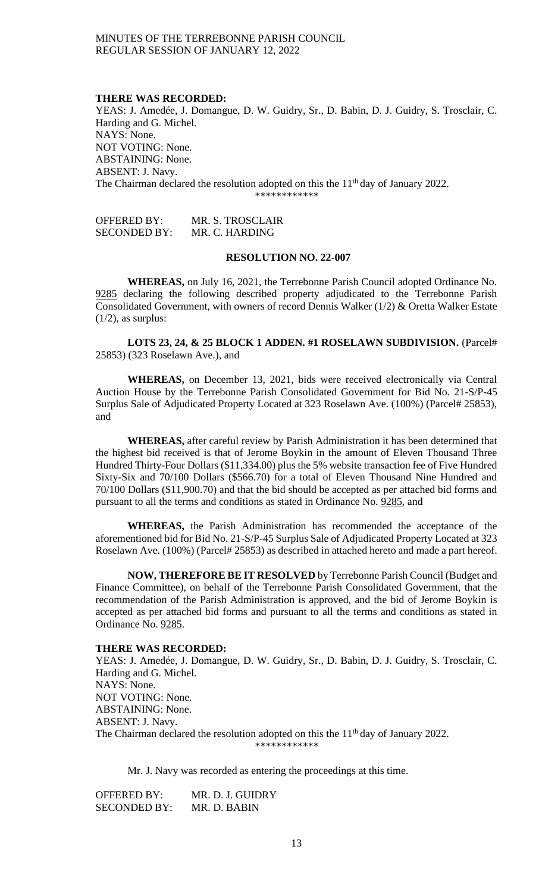**THERE WAS RECORDED:**
YEAS: J. Amedée, J. Domangue, D. W. Guidry, Sr., D. Babin, D. J. Guidry, S. Trosclair, C. Harding and G. Michel.
NAYS: None.
NOT VOTING: None.
ABSTAINING: None.
ABSENT: J. Navy.
The Chairman declared the resolution adopted on this the 11th day of January 2022.

\*\*\*\*\*\*\*\*\*\*\*\*

OFFERED BY: MR. S. TROSCLAIR
SECONDED BY: MR. C. HARDING

**RESOLUTION NO. 22-007**

**WHEREAS,** on July 16, 2021, the Terrebonne Parish Council adopted Ordinance No. 9285 declaring the following described property adjudicated to the Terrebonne Parish Consolidated Government, with owners of record Dennis Walker (1/2) & Oretta Walker Estate (1/2), as surplus:

**LOTS 23, 24, & 25 BLOCK 1 ADDEN. #1 ROSELAWN SUBDIVISION.** (Parcel# 25853) (323 Roselawn Ave.), and

**WHEREAS,** on December 13, 2021, bids were received electronically via Central Auction House by the Terrebonne Parish Consolidated Government for Bid No. 21-S/P-45 Surplus Sale of Adjudicated Property Located at 323 Roselawn Ave. (100%) (Parcel# 25853), and

**WHEREAS,** after careful review by Parish Administration it has been determined that the highest bid received is that of Jerome Boykin in the amount of Eleven Thousand Three Hundred Thirty-Four Dollars ($11,334.00) plus the 5% website transaction fee of Five Hundred Sixty-Six and 70/100 Dollars ($566.70) for a total of Eleven Thousand Nine Hundred and 70/100 Dollars ($11,900.70) and that the bid should be accepted as per attached bid forms and pursuant to all the terms and conditions as stated in Ordinance No. 9285, and

**WHEREAS,** the Parish Administration has recommended the acceptance of the aforementioned bid for Bid No. 21-S/P-45 Surplus Sale of Adjudicated Property Located at 323 Roselawn Ave. (100%) (Parcel# 25853) as described in attached hereto and made a part hereof.

**NOW, THEREFORE BE IT RESOLVED** by Terrebonne Parish Council (Budget and Finance Committee), on behalf of the Terrebonne Parish Consolidated Government, that the recommendation of the Parish Administration is approved, and the bid of Jerome Boykin is accepted as per attached bid forms and pursuant to all the terms and conditions as stated in Ordinance No. 9285.

**THERE WAS RECORDED:**
YEAS: J. Amedée, J. Domangue, D. W. Guidry, Sr., D. Babin, D. J. Guidry, S. Trosclair, C. Harding and G. Michel.
NAYS: None.
NOT VOTING: None.
ABSTAINING: None.
ABSENT: J. Navy.
The Chairman declared the resolution adopted on this the 11th day of January 2022.

\*\*\*\*\*\*\*\*\*\*\*\*

Mr. J. Navy was recorded as entering the proceedings at this time.

OFFERED BY: MR. D. J. GUIDRY
SECONDED BY: MR. D. BABIN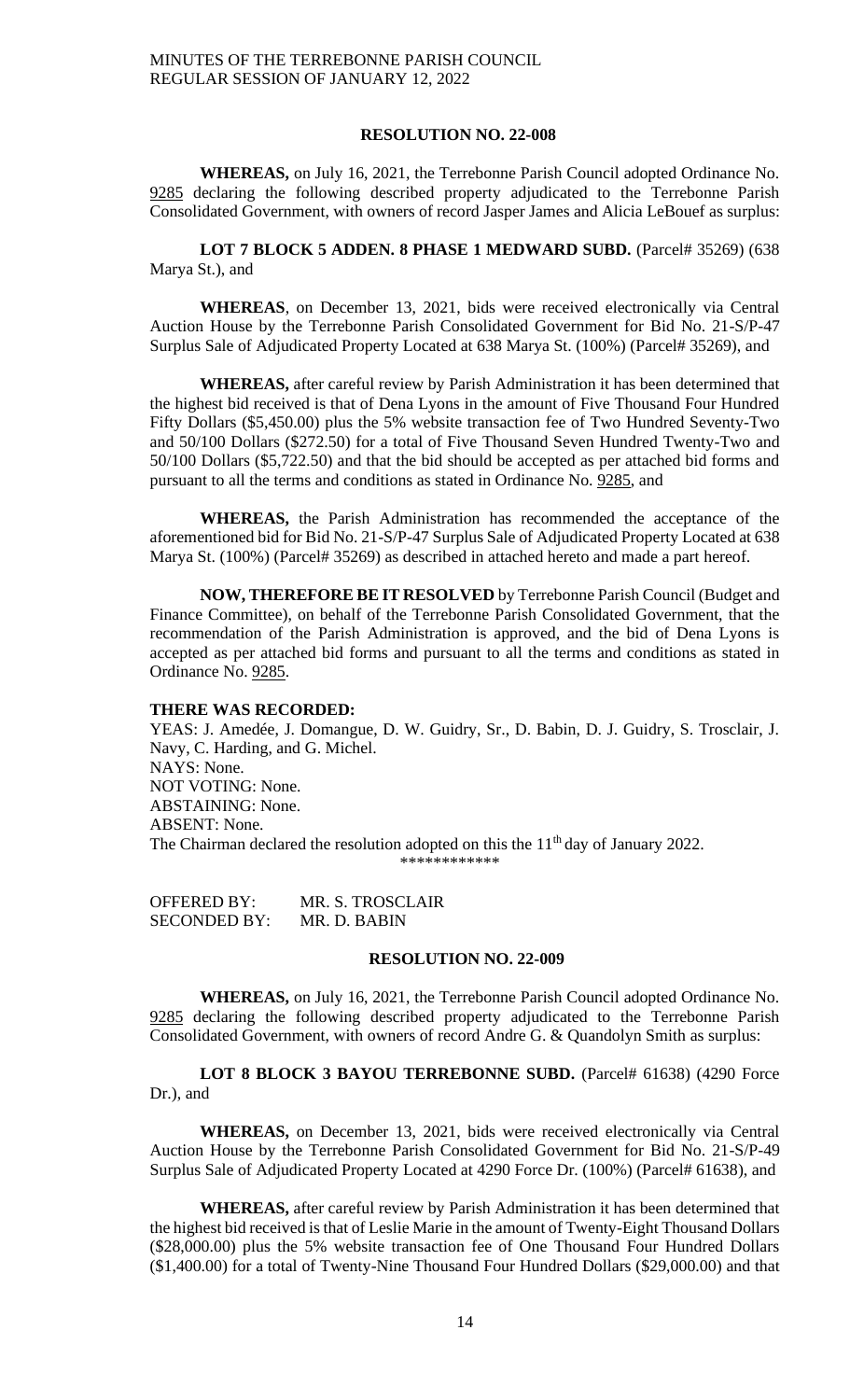### RESOLUTION NO. 22-008

**WHEREAS,** on July 16, 2021, the Terrebonne Parish Council adopted Ordinance No. 9285 declaring the following described property adjudicated to the Terrebonne Parish Consolidated Government, with owners of record Jasper James and Alicia LeBouef as surplus:

**LOT 7 BLOCK 5 ADDEN. 8 PHASE 1 MEDWARD SUBD.** (Parcel# 35269) (638 Marya St.), and

**WHEREAS**, on December 13, 2021, bids were received electronically via Central Auction House by the Terrebonne Parish Consolidated Government for Bid No. 21-S/P-47 Surplus Sale of Adjudicated Property Located at 638 Marya St. (100%) (Parcel# 35269), and

**WHEREAS,** after careful review by Parish Administration it has been determined that the highest bid received is that of Dena Lyons in the amount of Five Thousand Four Hundred Fifty Dollars ($5,450.00) plus the 5% website transaction fee of Two Hundred Seventy-Two and 50/100 Dollars ($272.50) for a total of Five Thousand Seven Hundred Twenty-Two and 50/100 Dollars ($5,722.50) and that the bid should be accepted as per attached bid forms and pursuant to all the terms and conditions as stated in Ordinance No. 9285, and

**WHEREAS,** the Parish Administration has recommended the acceptance of the aforementioned bid for Bid No. 21-S/P-47 Surplus Sale of Adjudicated Property Located at 638 Marya St. (100%) (Parcel# 35269) as described in attached hereto and made a part hereof.

**NOW, THEREFORE BE IT RESOLVED** by Terrebonne Parish Council (Budget and Finance Committee), on behalf of the Terrebonne Parish Consolidated Government, that the recommendation of the Parish Administration is approved, and the bid of Dena Lyons is accepted as per attached bid forms and pursuant to all the terms and conditions as stated in Ordinance No. 9285.

**THERE WAS RECORDED:**

YEAS: J. Amedée, J. Domangue, D. W. Guidry, Sr., D. Babin, D. J. Guidry, S. Trosclair, J. Navy, C. Harding, and G. Michel.
NAYS: None.
NOT VOTING: None.
ABSTAINING: None.
ABSENT: None.
The Chairman declared the resolution adopted on this the 11th day of January 2022.

\*\*\*\*\*\*\*\*\*\*\*\*

OFFERED BY: MR. S. TROSCLAIR
SECONDED BY: MR. D. BABIN

### RESOLUTION NO. 22-009

**WHEREAS,** on July 16, 2021, the Terrebonne Parish Council adopted Ordinance No. 9285 declaring the following described property adjudicated to the Terrebonne Parish Consolidated Government, with owners of record Andre G. & Quandolyn Smith as surplus:

**LOT 8 BLOCK 3 BAYOU TERREBONNE SUBD.** (Parcel# 61638) (4290 Force Dr.), and

**WHEREAS,** on December 13, 2021, bids were received electronically via Central Auction House by the Terrebonne Parish Consolidated Government for Bid No. 21-S/P-49 Surplus Sale of Adjudicated Property Located at 4290 Force Dr. (100%) (Parcel# 61638), and

**WHEREAS,** after careful review by Parish Administration it has been determined that the highest bid received is that of Leslie Marie in the amount of Twenty-Eight Thousand Dollars ($28,000.00) plus the 5% website transaction fee of One Thousand Four Hundred Dollars ($1,400.00) for a total of Twenty-Nine Thousand Four Hundred Dollars ($29,000.00) and that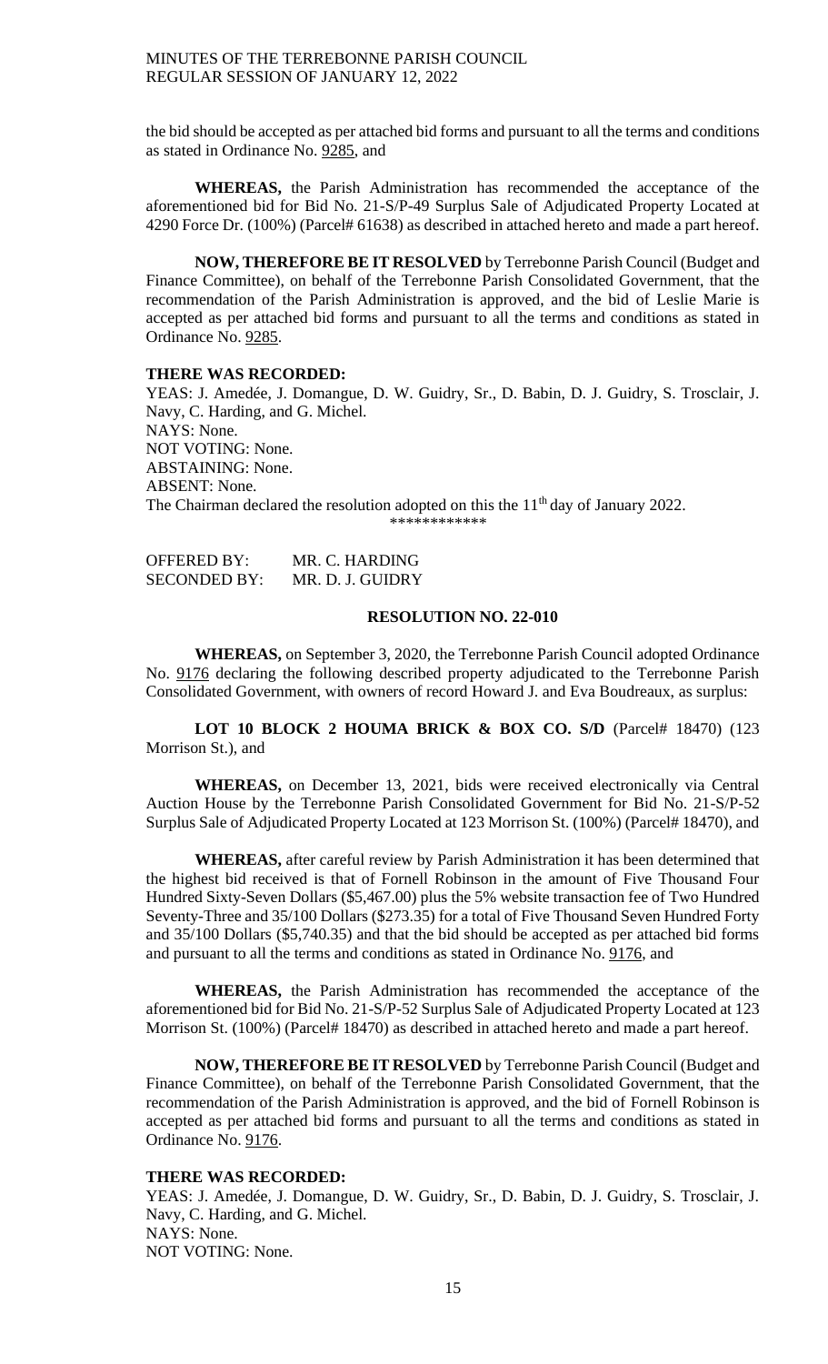the bid should be accepted as per attached bid forms and pursuant to all the terms and conditions as stated in Ordinance No. 9285, and

**WHEREAS,** the Parish Administration has recommended the acceptance of the aforementioned bid for Bid No. 21-S/P-49 Surplus Sale of Adjudicated Property Located at 4290 Force Dr. (100%) (Parcel# 61638) as described in attached hereto and made a part hereof.

**NOW, THEREFORE BE IT RESOLVED** by Terrebonne Parish Council (Budget and Finance Committee), on behalf of the Terrebonne Parish Consolidated Government, that the recommendation of the Parish Administration is approved, and the bid of Leslie Marie is accepted as per attached bid forms and pursuant to all the terms and conditions as stated in Ordinance No. 9285.

**THERE WAS RECORDED:**

YEAS: J. Amedée, J. Domangue, D. W. Guidry, Sr., D. Babin, D. J. Guidry, S. Trosclair, J. Navy, C. Harding, and G. Michel.
NAYS: None.
NOT VOTING: None.
ABSTAINING: None.
ABSENT: None.
The Chairman declared the resolution adopted on this the 11th day of January 2022.

\*\*\*\*\*\*\*\*\*\*\*\*

OFFERED BY: MR. C. HARDING
SECONDED BY: MR. D. J. GUIDRY

**RESOLUTION NO. 22-010**

**WHEREAS,** on September 3, 2020, the Terrebonne Parish Council adopted Ordinance No. 9176 declaring the following described property adjudicated to the Terrebonne Parish Consolidated Government, with owners of record Howard J. and Eva Boudreaux, as surplus:

**LOT 10 BLOCK 2 HOUMA BRICK & BOX CO. S/D** (Parcel# 18470) (123 Morrison St.), and

**WHEREAS,** on December 13, 2021, bids were received electronically via Central Auction House by the Terrebonne Parish Consolidated Government for Bid No. 21-S/P-52 Surplus Sale of Adjudicated Property Located at 123 Morrison St. (100%) (Parcel# 18470), and

**WHEREAS,** after careful review by Parish Administration it has been determined that the highest bid received is that of Fornell Robinson in the amount of Five Thousand Four Hundred Sixty-Seven Dollars ($5,467.00) plus the 5% website transaction fee of Two Hundred Seventy-Three and 35/100 Dollars ($273.35) for a total of Five Thousand Seven Hundred Forty and 35/100 Dollars ($5,740.35) and that the bid should be accepted as per attached bid forms and pursuant to all the terms and conditions as stated in Ordinance No. 9176, and

**WHEREAS,** the Parish Administration has recommended the acceptance of the aforementioned bid for Bid No. 21-S/P-52 Surplus Sale of Adjudicated Property Located at 123 Morrison St. (100%) (Parcel# 18470) as described in attached hereto and made a part hereof.

**NOW, THEREFORE BE IT RESOLVED** by Terrebonne Parish Council (Budget and Finance Committee), on behalf of the Terrebonne Parish Consolidated Government, that the recommendation of the Parish Administration is approved, and the bid of Fornell Robinson is accepted as per attached bid forms and pursuant to all the terms and conditions as stated in Ordinance No. 9176.

**THERE WAS RECORDED:**

YEAS: J. Amedée, J. Domangue, D. W. Guidry, Sr., D. Babin, D. J. Guidry, S. Trosclair, J. Navy, C. Harding, and G. Michel.
NAYS: None.
NOT VOTING: None.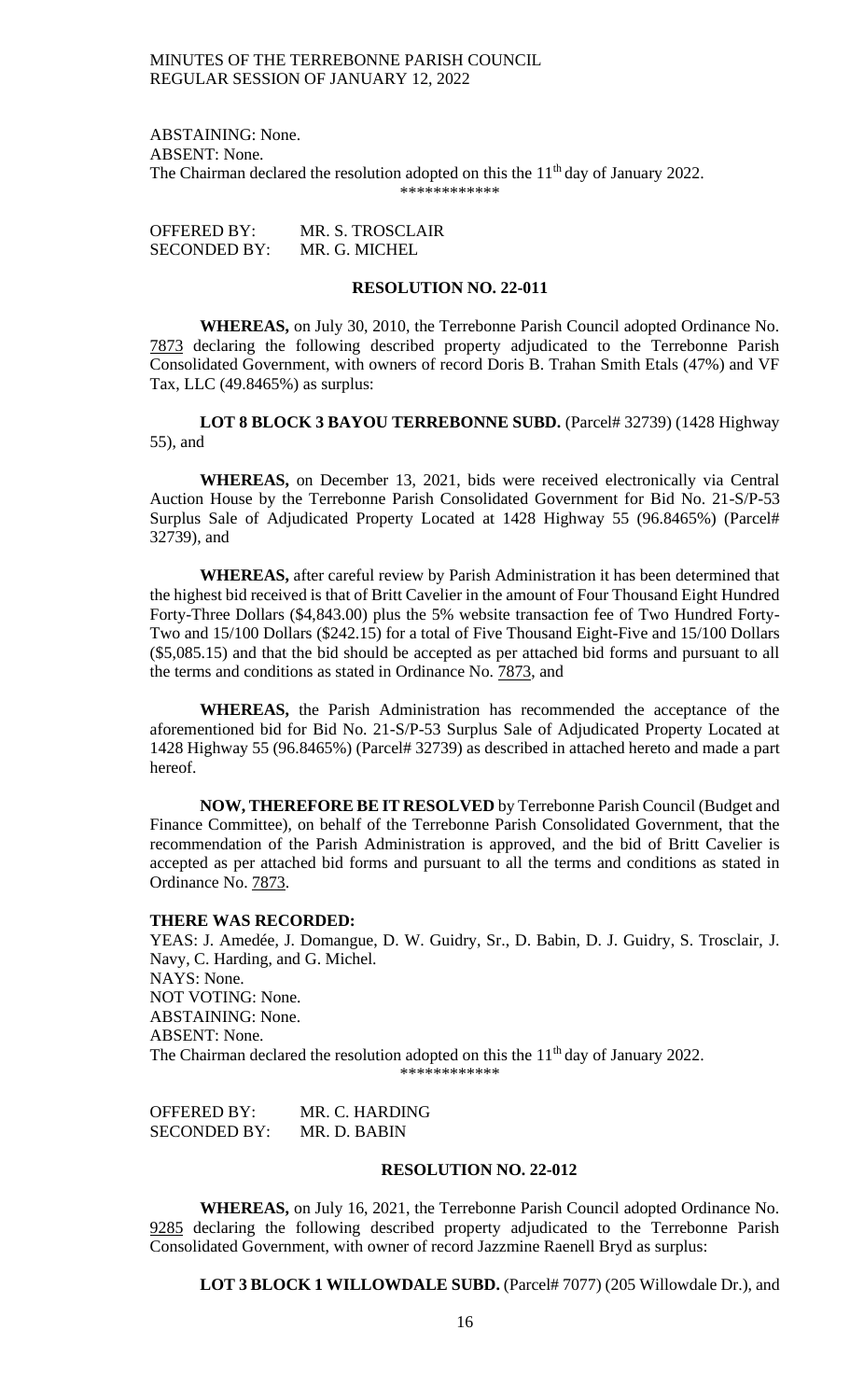ABSTAINING: None.
ABSENT: None.
The Chairman declared the resolution adopted on this the 11th day of January 2022.

\*\*\*\*\*\*\*\*\*\*\*\*

OFFERED BY: MR. S. TROSCLAIR
SECONDED BY: MR. G. MICHEL

**RESOLUTION NO. 22-011**

**WHEREAS,** on July 30, 2010, the Terrebonne Parish Council adopted Ordinance No. 7873 declaring the following described property adjudicated to the Terrebonne Parish Consolidated Government, with owners of record Doris B. Trahan Smith Etals (47%) and VF Tax, LLC (49.8465%) as surplus:

**LOT 8 BLOCK 3 BAYOU TERREBONNE SUBD.** (Parcel# 32739) (1428 Highway 55), and

**WHEREAS,** on December 13, 2021, bids were received electronically via Central Auction House by the Terrebonne Parish Consolidated Government for Bid No. 21-S/P-53 Surplus Sale of Adjudicated Property Located at 1428 Highway 55 (96.8465%) (Parcel# 32739), and

**WHEREAS,** after careful review by Parish Administration it has been determined that the highest bid received is that of Britt Cavelier in the amount of Four Thousand Eight Hundred Forty-Three Dollars ($4,843.00) plus the 5% website transaction fee of Two Hundred Forty-Two and 15/100 Dollars ($242.15) for a total of Five Thousand Eight-Five and 15/100 Dollars ($5,085.15) and that the bid should be accepted as per attached bid forms and pursuant to all the terms and conditions as stated in Ordinance No. 7873, and

**WHEREAS,** the Parish Administration has recommended the acceptance of the aforementioned bid for Bid No. 21-S/P-53 Surplus Sale of Adjudicated Property Located at 1428 Highway 55 (96.8465%) (Parcel# 32739) as described in attached hereto and made a part hereof.

**NOW, THEREFORE BE IT RESOLVED** by Terrebonne Parish Council (Budget and Finance Committee), on behalf of the Terrebonne Parish Consolidated Government, that the recommendation of the Parish Administration is approved, and the bid of Britt Cavelier is accepted as per attached bid forms and pursuant to all the terms and conditions as stated in Ordinance No. 7873.

**THERE WAS RECORDED:**
YEAS: J. Amedée, J. Domangue, D. W. Guidry, Sr., D. Babin, D. J. Guidry, S. Trosclair, J. Navy, C. Harding, and G. Michel.
NAYS: None.
NOT VOTING: None.
ABSTAINING: None.
ABSENT: None.
The Chairman declared the resolution adopted on this the 11th day of January 2022.

\*\*\*\*\*\*\*\*\*\*\*\*

OFFERED BY: MR. C. HARDING
SECONDED BY: MR. D. BABIN

**RESOLUTION NO. 22-012**

**WHEREAS,** on July 16, 2021, the Terrebonne Parish Council adopted Ordinance No. 9285 declaring the following described property adjudicated to the Terrebonne Parish Consolidated Government, with owner of record Jazzmine Raenell Bryd as surplus:

**LOT 3 BLOCK 1 WILLOWDALE SUBD.** (Parcel# 7077) (205 Willowdale Dr.), and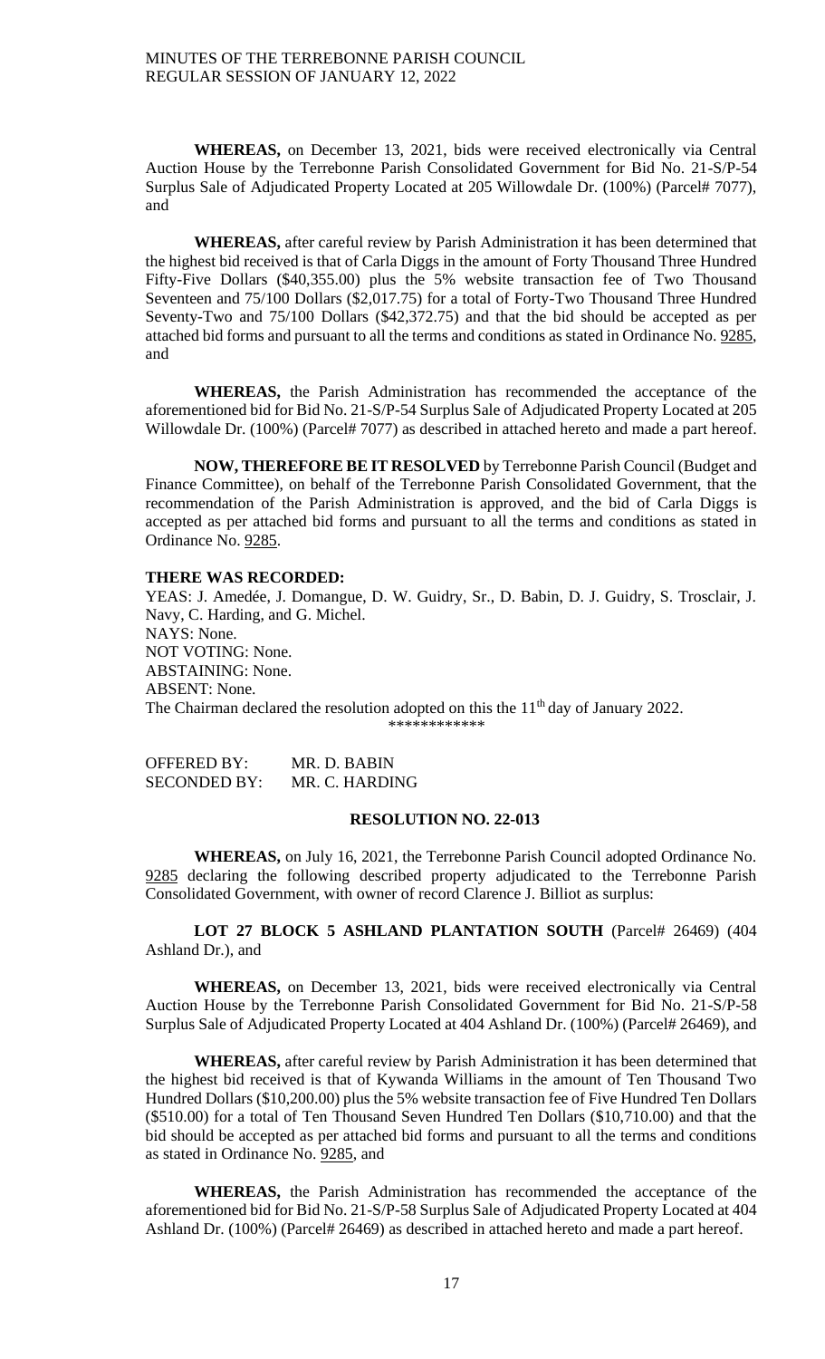**WHEREAS,** on December 13, 2021, bids were received electronically via Central Auction House by the Terrebonne Parish Consolidated Government for Bid No. 21-S/P-54 Surplus Sale of Adjudicated Property Located at 205 Willowdale Dr. (100%) (Parcel# 7077), and

**WHEREAS,** after careful review by Parish Administration it has been determined that the highest bid received is that of Carla Diggs in the amount of Forty Thousand Three Hundred Fifty-Five Dollars ($40,355.00) plus the 5% website transaction fee of Two Thousand Seventeen and 75/100 Dollars ($2,017.75) for a total of Forty-Two Thousand Three Hundred Seventy-Two and 75/100 Dollars ($42,372.75) and that the bid should be accepted as per attached bid forms and pursuant to all the terms and conditions as stated in Ordinance No. 9285, and

**WHEREAS,** the Parish Administration has recommended the acceptance of the aforementioned bid for Bid No. 21-S/P-54 Surplus Sale of Adjudicated Property Located at 205 Willowdale Dr. (100%) (Parcel# 7077) as described in attached hereto and made a part hereof.

**NOW, THEREFORE BE IT RESOLVED** by Terrebonne Parish Council (Budget and Finance Committee), on behalf of the Terrebonne Parish Consolidated Government, that the recommendation of the Parish Administration is approved, and the bid of Carla Diggs is accepted as per attached bid forms and pursuant to all the terms and conditions as stated in Ordinance No. 9285.

**THERE WAS RECORDED:**

YEAS: J. Amedée, J. Domangue, D. W. Guidry, Sr., D. Babin, D. J. Guidry, S. Trosclair, J. Navy, C. Harding, and G. Michel.
NAYS: None.
NOT VOTING: None.
ABSTAINING: None.
ABSENT: None.
The Chairman declared the resolution adopted on this the 11th day of January 2022.

\*\*\*\*\*\*\*\*\*\*\*\*

OFFERED BY: MR. D. BABIN
SECONDED BY: MR. C. HARDING

**RESOLUTION NO. 22-013**

**WHEREAS,** on July 16, 2021, the Terrebonne Parish Council adopted Ordinance No. 9285 declaring the following described property adjudicated to the Terrebonne Parish Consolidated Government, with owner of record Clarence J. Billiot as surplus:

**LOT 27 BLOCK 5 ASHLAND PLANTATION SOUTH** (Parcel# 26469) (404 Ashland Dr.), and

**WHEREAS,** on December 13, 2021, bids were received electronically via Central Auction House by the Terrebonne Parish Consolidated Government for Bid No. 21-S/P-58 Surplus Sale of Adjudicated Property Located at 404 Ashland Dr. (100%) (Parcel# 26469), and

**WHEREAS,** after careful review by Parish Administration it has been determined that the highest bid received is that of Kywanda Williams in the amount of Ten Thousand Two Hundred Dollars ($10,200.00) plus the 5% website transaction fee of Five Hundred Ten Dollars ($510.00) for a total of Ten Thousand Seven Hundred Ten Dollars ($10,710.00) and that the bid should be accepted as per attached bid forms and pursuant to all the terms and conditions as stated in Ordinance No. 9285, and

**WHEREAS,** the Parish Administration has recommended the acceptance of the aforementioned bid for Bid No. 21-S/P-58 Surplus Sale of Adjudicated Property Located at 404 Ashland Dr. (100%) (Parcel# 26469) as described in attached hereto and made a part hereof.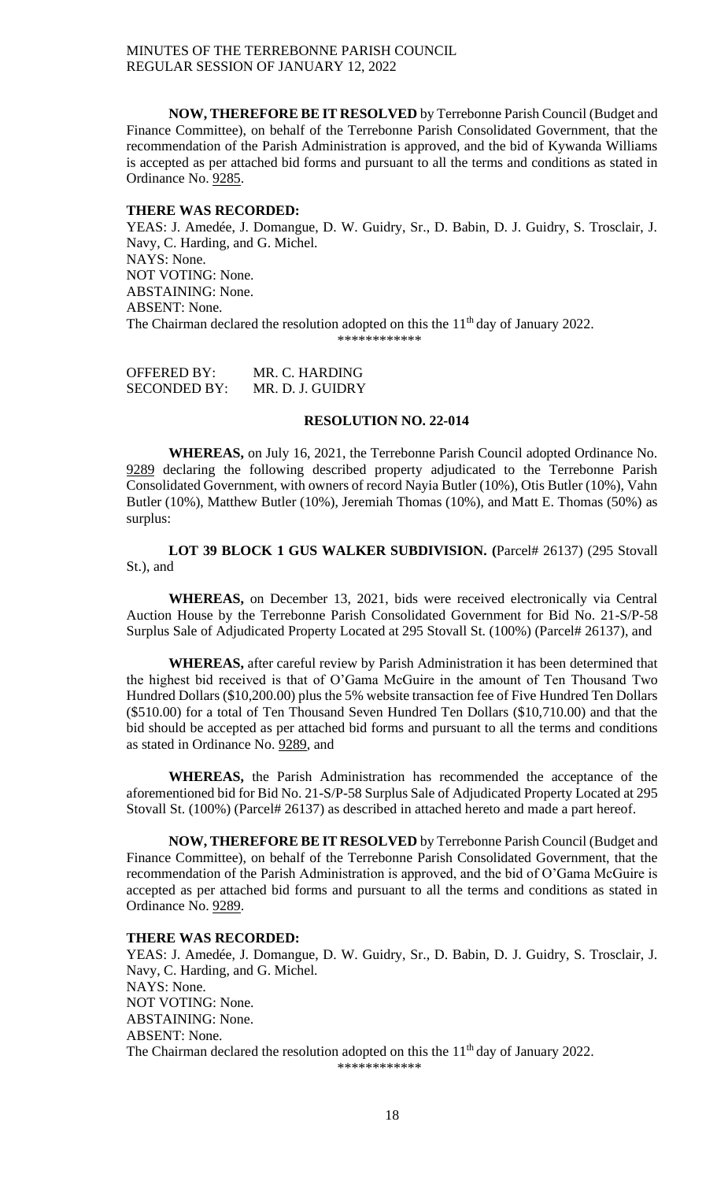**NOW, THEREFORE BE IT RESOLVED** by Terrebonne Parish Council (Budget and Finance Committee), on behalf of the Terrebonne Parish Consolidated Government, that the recommendation of the Parish Administration is approved, and the bid of Kywanda Williams is accepted as per attached bid forms and pursuant to all the terms and conditions as stated in Ordinance No. 9285.

**THERE WAS RECORDED:**

YEAS: J. Amedée, J. Domangue, D. W. Guidry, Sr., D. Babin, D. J. Guidry, S. Trosclair, J. Navy, C. Harding, and G. Michel.
NAYS: None.
NOT VOTING: None.
ABSTAINING: None.
ABSENT: None.
The Chairman declared the resolution adopted on this the 11th day of January 2022.

\*\*\*\*\*\*\*\*\*\*\*\*

OFFERED BY: MR. C. HARDING
SECONDED BY: MR. D. J. GUIDRY

**RESOLUTION NO. 22-014**

**WHEREAS,** on July 16, 2021, the Terrebonne Parish Council adopted Ordinance No. 9289 declaring the following described property adjudicated to the Terrebonne Parish Consolidated Government, with owners of record Nayia Butler (10%), Otis Butler (10%), Vahn Butler (10%), Matthew Butler (10%), Jeremiah Thomas (10%), and Matt E. Thomas (50%) as surplus:

**LOT 39 BLOCK 1 GUS WALKER SUBDIVISION. (**Parcel# 26137) (295 Stovall St.), and

**WHEREAS,** on December 13, 2021, bids were received electronically via Central Auction House by the Terrebonne Parish Consolidated Government for Bid No. 21-S/P-58 Surplus Sale of Adjudicated Property Located at 295 Stovall St. (100%) (Parcel# 26137), and

**WHEREAS,** after careful review by Parish Administration it has been determined that the highest bid received is that of O'Gama McGuire in the amount of Ten Thousand Two Hundred Dollars ($10,200.00) plus the 5% website transaction fee of Five Hundred Ten Dollars ($510.00) for a total of Ten Thousand Seven Hundred Ten Dollars ($10,710.00) and that the bid should be accepted as per attached bid forms and pursuant to all the terms and conditions as stated in Ordinance No. 9289, and

**WHEREAS,** the Parish Administration has recommended the acceptance of the aforementioned bid for Bid No. 21-S/P-58 Surplus Sale of Adjudicated Property Located at 295 Stovall St. (100%) (Parcel# 26137) as described in attached hereto and made a part hereof.

**NOW, THEREFORE BE IT RESOLVED** by Terrebonne Parish Council (Budget and Finance Committee), on behalf of the Terrebonne Parish Consolidated Government, that the recommendation of the Parish Administration is approved, and the bid of O'Gama McGuire is accepted as per attached bid forms and pursuant to all the terms and conditions as stated in Ordinance No. 9289.

**THERE WAS RECORDED:**

YEAS: J. Amedée, J. Domangue, D. W. Guidry, Sr., D. Babin, D. J. Guidry, S. Trosclair, J. Navy, C. Harding, and G. Michel.
NAYS: None.
NOT VOTING: None.
ABSTAINING: None.
ABSENT: None.
The Chairman declared the resolution adopted on this the 11th day of January 2022.

\*\*\*\*\*\*\*\*\*\*\*\*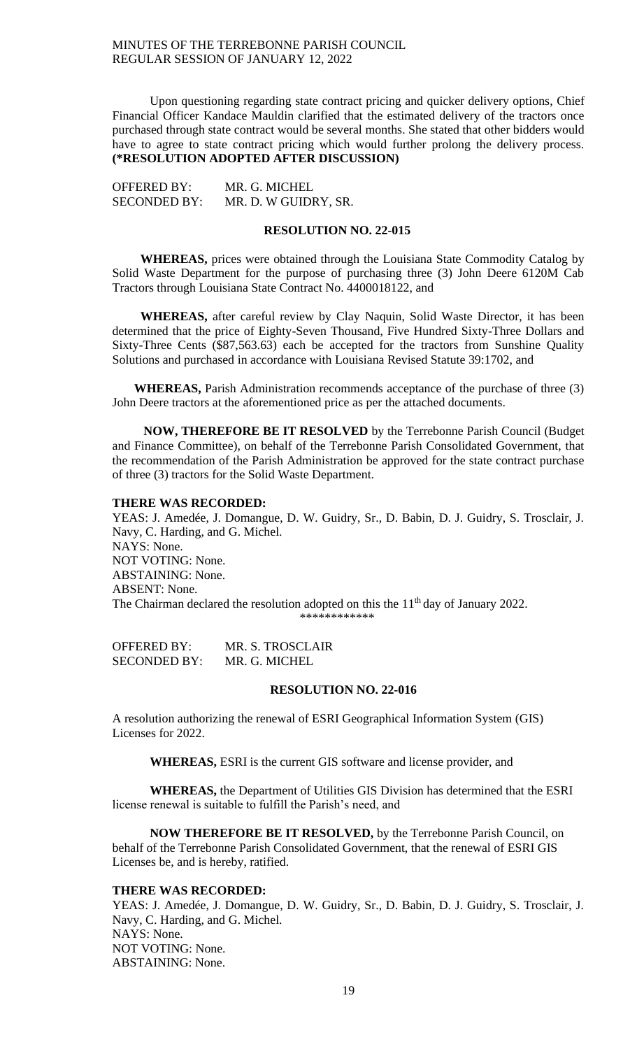Upon questioning regarding state contract pricing and quicker delivery options, Chief Financial Officer Kandace Mauldin clarified that the estimated delivery of the tractors once purchased through state contract would be several months. She stated that other bidders would have to agree to state contract pricing which would further prolong the delivery process. **(*RESOLUTION ADOPTED AFTER DISCUSSION)**

OFFERED BY: MR. G. MICHEL
SECONDED BY: MR. D. W GUIDRY, SR.

**RESOLUTION NO. 22-015**

**WHEREAS,** prices were obtained through the Louisiana State Commodity Catalog by Solid Waste Department for the purpose of purchasing three (3) John Deere 6120M Cab Tractors through Louisiana State Contract No. 4400018122, and

**WHEREAS,** after careful review by Clay Naquin, Solid Waste Director, it has been determined that the price of Eighty-Seven Thousand, Five Hundred Sixty-Three Dollars and Sixty-Three Cents ($87,563.63) each be accepted for the tractors from Sunshine Quality Solutions and purchased in accordance with Louisiana Revised Statute 39:1702, and

**WHEREAS,** Parish Administration recommends acceptance of the purchase of three (3) John Deere tractors at the aforementioned price as per the attached documents.

**NOW, THEREFORE BE IT RESOLVED** by the Terrebonne Parish Council (Budget and Finance Committee), on behalf of the Terrebonne Parish Consolidated Government, that the recommendation of the Parish Administration be approved for the state contract purchase of three (3) tractors for the Solid Waste Department.

**THERE WAS RECORDED:**
YEAS: J. Amedée, J. Domangue, D. W. Guidry, Sr., D. Babin, D. J. Guidry, S. Trosclair, J. Navy, C. Harding, and G. Michel.
NAYS: None.
NOT VOTING: None.
ABSTAINING: None.
ABSENT: None.
The Chairman declared the resolution adopted on this the 11th day of January 2022.

************

OFFERED BY: MR. S. TROSCLAIR
SECONDED BY: MR. G. MICHEL

**RESOLUTION NO. 22-016**

A resolution authorizing the renewal of ESRI Geographical Information System (GIS) Licenses for 2022.

**WHEREAS,** ESRI is the current GIS software and license provider, and

**WHEREAS,** the Department of Utilities GIS Division has determined that the ESRI license renewal is suitable to fulfill the Parish's need, and

**NOW THEREFORE BE IT RESOLVED,** by the Terrebonne Parish Council, on behalf of the Terrebonne Parish Consolidated Government, that the renewal of ESRI GIS Licenses be, and is hereby, ratified.

**THERE WAS RECORDED:**
YEAS: J. Amedée, J. Domangue, D. W. Guidry, Sr., D. Babin, D. J. Guidry, S. Trosclair, J. Navy, C. Harding, and G. Michel.
NAYS: None.
NOT VOTING: None.
ABSTAINING: None.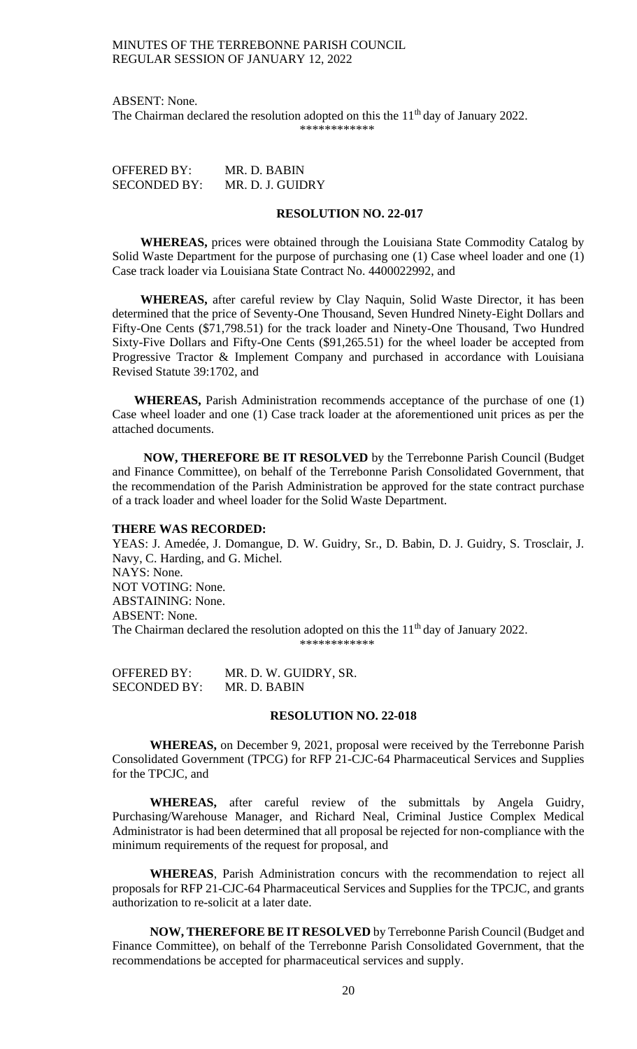ABSENT: None.
The Chairman declared the resolution adopted on this the 11th day of January 2022.

\*\*\*\*\*\*\*\*\*\*\*\*

OFFERED BY: MR. D. BABIN
SECONDED BY: MR. D. J. GUIDRY

**RESOLUTION NO. 22-017**

**WHEREAS,** prices were obtained through the Louisiana State Commodity Catalog by Solid Waste Department for the purpose of purchasing one (1) Case wheel loader and one (1) Case track loader via Louisiana State Contract No. 4400022992, and

**WHEREAS,** after careful review by Clay Naquin, Solid Waste Director, it has been determined that the price of Seventy-One Thousand, Seven Hundred Ninety-Eight Dollars and Fifty-One Cents ($71,798.51) for the track loader and Ninety-One Thousand, Two Hundred Sixty-Five Dollars and Fifty-One Cents ($91,265.51) for the wheel loader be accepted from Progressive Tractor & Implement Company and purchased in accordance with Louisiana Revised Statute 39:1702, and

**WHEREAS,** Parish Administration recommends acceptance of the purchase of one (1) Case wheel loader and one (1) Case track loader at the aforementioned unit prices as per the attached documents.

**NOW, THEREFORE BE IT RESOLVED** by the Terrebonne Parish Council (Budget and Finance Committee), on behalf of the Terrebonne Parish Consolidated Government, that the recommendation of the Parish Administration be approved for the state contract purchase of a track loader and wheel loader for the Solid Waste Department.

**THERE WAS RECORDED:**
YEAS: J. Amedée, J. Domangue, D. W. Guidry, Sr., D. Babin, D. J. Guidry, S. Trosclair, J. Navy, C. Harding, and G. Michel.
NAYS: None.
NOT VOTING: None.
ABSTAINING: None.
ABSENT: None.
The Chairman declared the resolution adopted on this the 11th day of January 2022.

\*\*\*\*\*\*\*\*\*\*\*\*

OFFERED BY: MR. D. W. GUIDRY, SR.
SECONDED BY: MR. D. BABIN

**RESOLUTION NO. 22-018**

**WHEREAS,** on December 9, 2021, proposal were received by the Terrebonne Parish Consolidated Government (TPCG) for RFP 21-CJC-64 Pharmaceutical Services and Supplies for the TPCJC, and

**WHEREAS,** after careful review of the submittals by Angela Guidry, Purchasing/Warehouse Manager, and Richard Neal, Criminal Justice Complex Medical Administrator is had been determined that all proposal be rejected for non-compliance with the minimum requirements of the request for proposal, and

**WHEREAS**, Parish Administration concurs with the recommendation to reject all proposals for RFP 21-CJC-64 Pharmaceutical Services and Supplies for the TPCJC, and grants authorization to re-solicit at a later date.

**NOW, THEREFORE BE IT RESOLVED** by Terrebonne Parish Council (Budget and Finance Committee), on behalf of the Terrebonne Parish Consolidated Government, that the recommendations be accepted for pharmaceutical services and supply.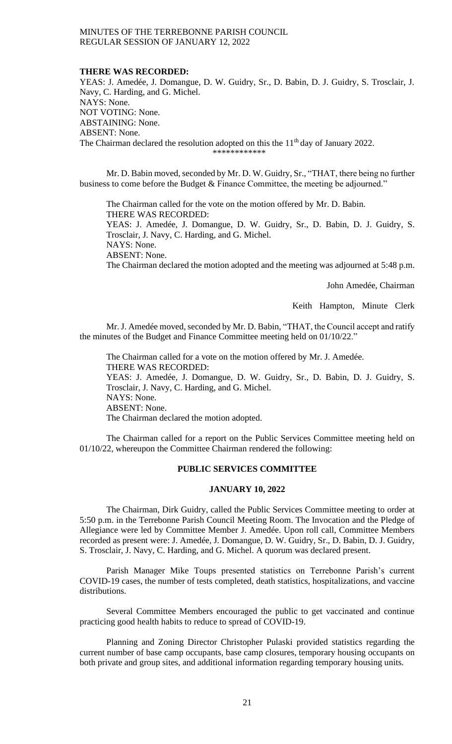**THERE WAS RECORDED:**

YEAS: J. Amedée, J. Domangue, D. W. Guidry, Sr., D. Babin, D. J. Guidry, S. Trosclair, J. Navy, C. Harding, and G. Michel.
NAYS: None.
NOT VOTING: None.
ABSTAINING: None.
ABSENT: None.
The Chairman declared the resolution adopted on this the 11th day of January 2022.

\*\*\*\*\*\*\*\*\*\*\*\*

Mr. D. Babin moved, seconded by Mr. D. W. Guidry, Sr., "THAT, there being no further business to come before the Budget & Finance Committee, the meeting be adjourned."

The Chairman called for the vote on the motion offered by Mr. D. Babin.
THERE WAS RECORDED:
YEAS: J. Amedée, J. Domangue, D. W. Guidry, Sr., D. Babin, D. J. Guidry, S. Trosclair, J. Navy, C. Harding, and G. Michel.
NAYS: None.
ABSENT: None.
The Chairman declared the motion adopted and the meeting was adjourned at 5:48 p.m.

John Amedée, Chairman

Keith Hampton, Minute Clerk

Mr. J. Amedée moved, seconded by Mr. D. Babin, "THAT, the Council accept and ratify the minutes of the Budget and Finance Committee meeting held on 01/10/22."

The Chairman called for a vote on the motion offered by Mr. J. Amedée.
THERE WAS RECORDED:
YEAS: J. Amedée, J. Domangue, D. W. Guidry, Sr., D. Babin, D. J. Guidry, S. Trosclair, J. Navy, C. Harding, and G. Michel.
NAYS: None.
ABSENT: None.
The Chairman declared the motion adopted.

The Chairman called for a report on the Public Services Committee meeting held on 01/10/22, whereupon the Committee Chairman rendered the following:

## PUBLIC SERVICES COMMITTEE

## JANUARY 10, 2022

The Chairman, Dirk Guidry, called the Public Services Committee meeting to order at 5:50 p.m. in the Terrebonne Parish Council Meeting Room. The Invocation and the Pledge of Allegiance were led by Committee Member J. Amedée. Upon roll call, Committee Members recorded as present were: J. Amedée, J. Domangue, D. W. Guidry, Sr., D. Babin, D. J. Guidry, S. Trosclair, J. Navy, C. Harding, and G. Michel. A quorum was declared present.

Parish Manager Mike Toups presented statistics on Terrebonne Parish's current COVID-19 cases, the number of tests completed, death statistics, hospitalizations, and vaccine distributions.

Several Committee Members encouraged the public to get vaccinated and continue practicing good health habits to reduce to spread of COVID-19.

Planning and Zoning Director Christopher Pulaski provided statistics regarding the current number of base camp occupants, base camp closures, temporary housing occupants on both private and group sites, and additional information regarding temporary housing units.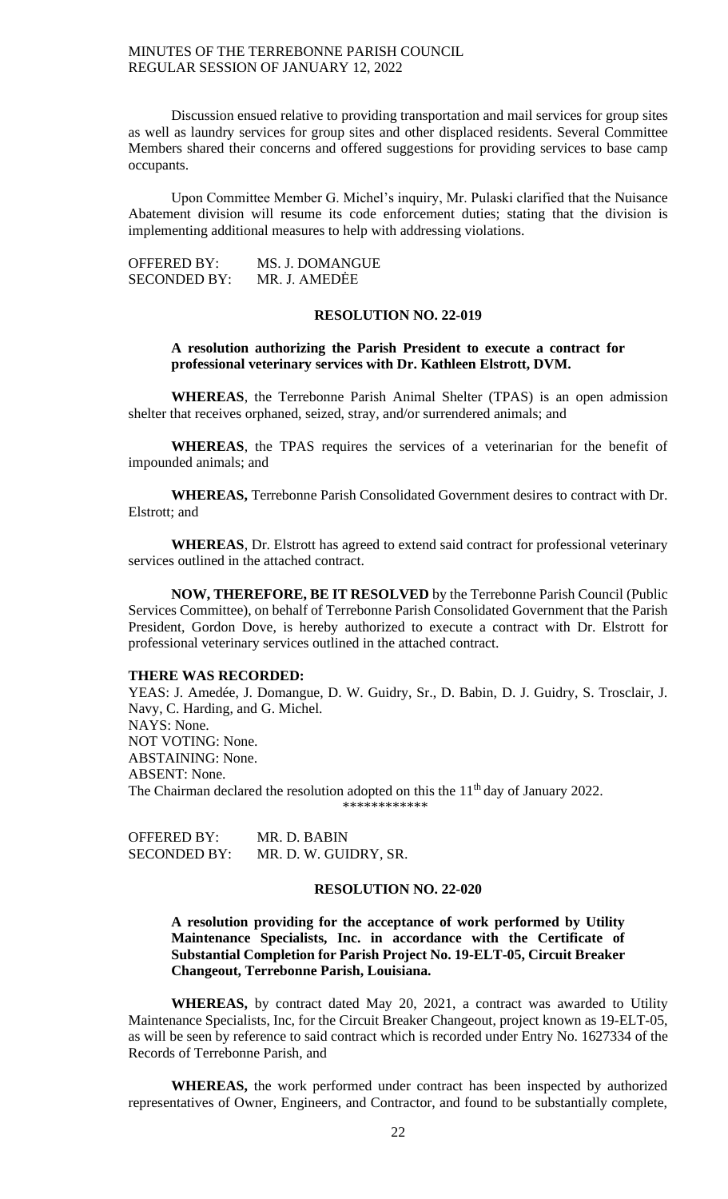Discussion ensued relative to providing transportation and mail services for group sites as well as laundry services for group sites and other displaced residents. Several Committee Members shared their concerns and offered suggestions for providing services to base camp occupants.

Upon Committee Member G. Michel's inquiry, Mr. Pulaski clarified that the Nuisance Abatement division will resume its code enforcement duties; stating that the division is implementing additional measures to help with addressing violations.

OFFERED BY: MS. J. DOMANGUE
SECONDED BY: MR. J. AMEDĖE

**RESOLUTION NO. 22-019**

**A resolution authorizing the Parish President to execute a contract for professional veterinary services with Dr. Kathleen Elstrott, DVM.**

**WHEREAS**, the Terrebonne Parish Animal Shelter (TPAS) is an open admission shelter that receives orphaned, seized, stray, and/or surrendered animals; and

**WHEREAS**, the TPAS requires the services of a veterinarian for the benefit of impounded animals; and

**WHEREAS,** Terrebonne Parish Consolidated Government desires to contract with Dr. Elstrott; and

**WHEREAS**, Dr. Elstrott has agreed to extend said contract for professional veterinary services outlined in the attached contract.

**NOW, THEREFORE, BE IT RESOLVED** by the Terrebonne Parish Council (Public Services Committee), on behalf of Terrebonne Parish Consolidated Government that the Parish President, Gordon Dove, is hereby authorized to execute a contract with Dr. Elstrott for professional veterinary services outlined in the attached contract.

**THERE WAS RECORDED:**
YEAS: J. Amedée, J. Domangue, D. W. Guidry, Sr., D. Babin, D. J. Guidry, S. Trosclair, J. Navy, C. Harding, and G. Michel.
NAYS: None.
NOT VOTING: None.
ABSTAINING: None.
ABSENT: None.
The Chairman declared the resolution adopted on this the 11th day of January 2022.

\*\*\*\*\*\*\*\*\*\*\*\*

OFFERED BY: MR. D. BABIN
SECONDED BY: MR. D. W. GUIDRY, SR.

**RESOLUTION NO. 22-020**

**A resolution providing for the acceptance of work performed by Utility Maintenance Specialists, Inc. in accordance with the Certificate of Substantial Completion for Parish Project No. 19-ELT-05, Circuit Breaker Changeout, Terrebonne Parish, Louisiana.**

**WHEREAS,** by contract dated May 20, 2021, a contract was awarded to Utility Maintenance Specialists, Inc, for the Circuit Breaker Changeout, project known as 19-ELT-05, as will be seen by reference to said contract which is recorded under Entry No. 1627334 of the Records of Terrebonne Parish, and

**WHEREAS,** the work performed under contract has been inspected by authorized representatives of Owner, Engineers, and Contractor, and found to be substantially complete,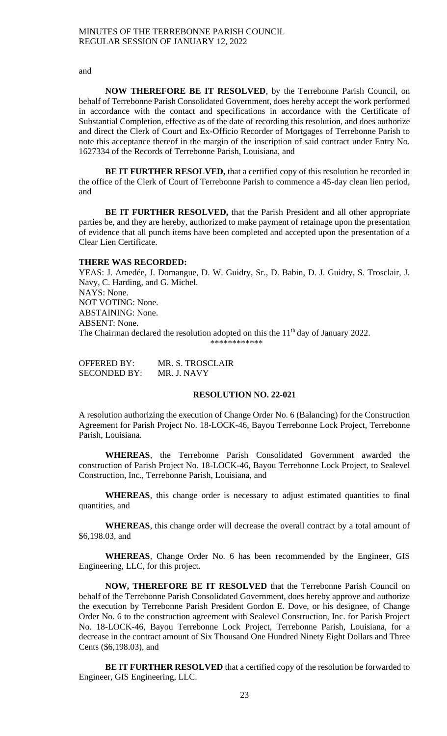and

**NOW THEREFORE BE IT RESOLVED**, by the Terrebonne Parish Council, on behalf of Terrebonne Parish Consolidated Government, does hereby accept the work performed in accordance with the contact and specifications in accordance with the Certificate of Substantial Completion, effective as of the date of recording this resolution, and does authorize and direct the Clerk of Court and Ex-Officio Recorder of Mortgages of Terrebonne Parish to note this acceptance thereof in the margin of the inscription of said contract under Entry No. 1627334 of the Records of Terrebonne Parish, Louisiana, and

**BE IT FURTHER RESOLVED,** that a certified copy of this resolution be recorded in the office of the Clerk of Court of Terrebonne Parish to commence a 45-day clean lien period, and

**BE IT FURTHER RESOLVED,** that the Parish President and all other appropriate parties be, and they are hereby, authorized to make payment of retainage upon the presentation of evidence that all punch items have been completed and accepted upon the presentation of a Clear Lien Certificate.

**THERE WAS RECORDED:**

YEAS: J. Amedée, J. Domangue, D. W. Guidry, Sr., D. Babin, D. J. Guidry, S. Trosclair, J. Navy, C. Harding, and G. Michel.
NAYS: None.
NOT VOTING: None.
ABSTAINING: None.
ABSENT: None.
The Chairman declared the resolution adopted on this the 11th day of January 2022.

\*\*\*\*\*\*\*\*\*\*\*\*

OFFERED BY: MR. S. TROSCLAIR
SECONDED BY: MR. J. NAVY

**RESOLUTION NO. 22-021**

A resolution authorizing the execution of Change Order No. 6 (Balancing) for the Construction Agreement for Parish Project No. 18-LOCK-46, Bayou Terrebonne Lock Project, Terrebonne Parish, Louisiana.

**WHEREAS**, the Terrebonne Parish Consolidated Government awarded the construction of Parish Project No. 18-LOCK-46, Bayou Terrebonne Lock Project, to Sealevel Construction, Inc., Terrebonne Parish, Louisiana, and

**WHEREAS**, this change order is necessary to adjust estimated quantities to final quantities, and

**WHEREAS**, this change order will decrease the overall contract by a total amount of \$6,198.03, and

**WHEREAS**, Change Order No. 6 has been recommended by the Engineer, GIS Engineering, LLC, for this project.

**NOW, THEREFORE BE IT RESOLVED** that the Terrebonne Parish Council on behalf of the Terrebonne Parish Consolidated Government, does hereby approve and authorize the execution by Terrebonne Parish President Gordon E. Dove, or his designee, of Change Order No. 6 to the construction agreement with Sealevel Construction, Inc. for Parish Project No. 18-LOCK-46, Bayou Terrebonne Lock Project, Terrebonne Parish, Louisiana, for a decrease in the contract amount of Six Thousand One Hundred Ninety Eight Dollars and Three Cents (\$6,198.03), and

**BE IT FURTHER RESOLVED** that a certified copy of the resolution be forwarded to Engineer, GIS Engineering, LLC.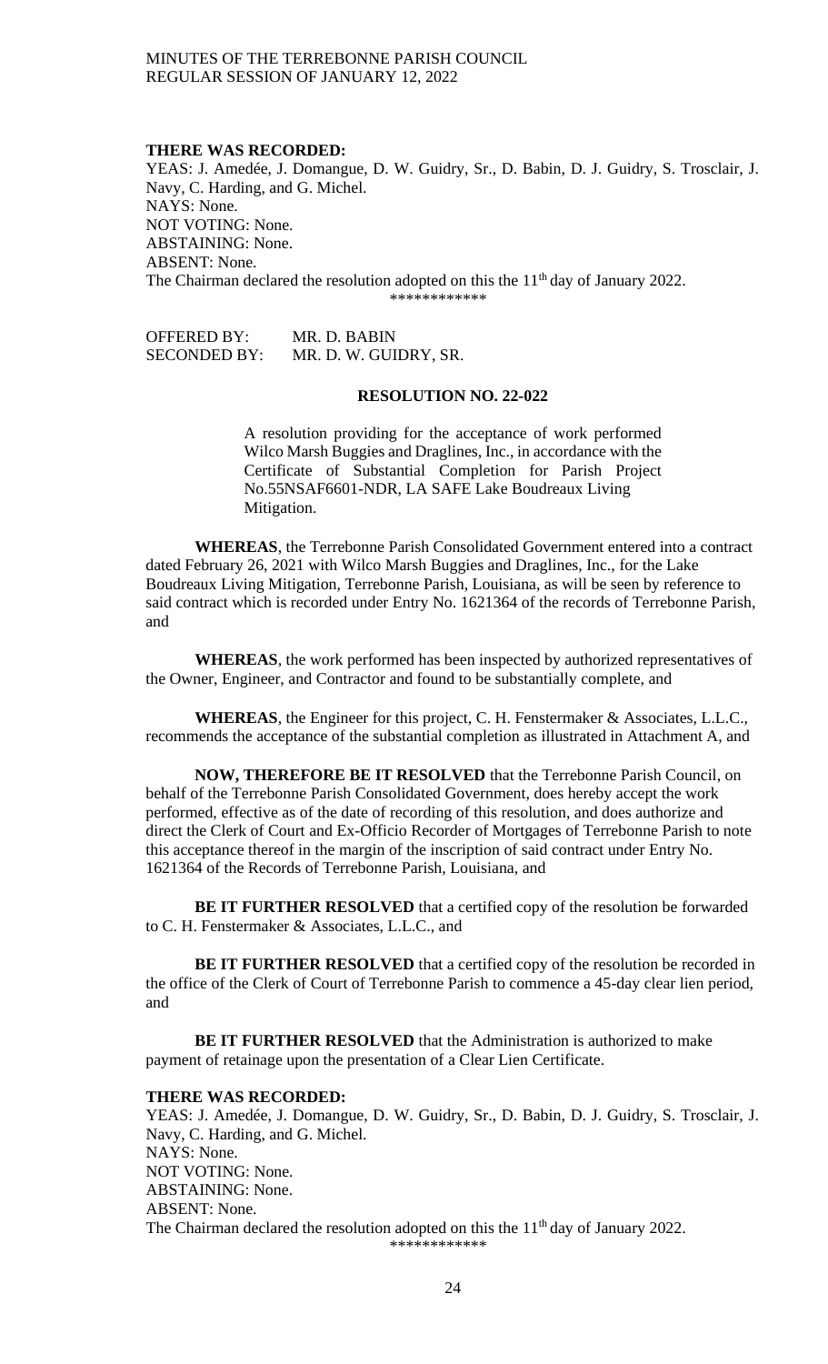**THERE WAS RECORDED:**
YEAS: J. Amedée, J. Domangue, D. W. Guidry, Sr., D. Babin, D. J. Guidry, S. Trosclair, J. Navy, C. Harding, and G. Michel.
NAYS: None.
NOT VOTING: None.
ABSTAINING: None.
ABSENT: None.
The Chairman declared the resolution adopted on this the 11th day of January 2022.

\*\*\*\*\*\*\*\*\*\*\*\*

OFFERED BY: MR. D. BABIN
SECONDED BY: MR. D. W. GUIDRY, SR.

**RESOLUTION NO. 22-022**

A resolution providing for the acceptance of work performed Wilco Marsh Buggies and Draglines, Inc., in accordance with the Certificate of Substantial Completion for Parish Project No.55NSAF6601-NDR, LA SAFE Lake Boudreaux Living Mitigation.

**WHEREAS**, the Terrebonne Parish Consolidated Government entered into a contract dated February 26, 2021 with Wilco Marsh Buggies and Draglines, Inc., for the Lake Boudreaux Living Mitigation, Terrebonne Parish, Louisiana, as will be seen by reference to said contract which is recorded under Entry No. 1621364 of the records of Terrebonne Parish, and

**WHEREAS**, the work performed has been inspected by authorized representatives of the Owner, Engineer, and Contractor and found to be substantially complete, and

**WHEREAS**, the Engineer for this project, C. H. Fenstermaker & Associates, L.L.C., recommends the acceptance of the substantial completion as illustrated in Attachment A, and

**NOW, THEREFORE BE IT RESOLVED** that the Terrebonne Parish Council, on behalf of the Terrebonne Parish Consolidated Government, does hereby accept the work performed, effective as of the date of recording of this resolution, and does authorize and direct the Clerk of Court and Ex-Officio Recorder of Mortgages of Terrebonne Parish to note this acceptance thereof in the margin of the inscription of said contract under Entry No. 1621364 of the Records of Terrebonne Parish, Louisiana, and

**BE IT FURTHER RESOLVED** that a certified copy of the resolution be forwarded to C. H. Fenstermaker & Associates, L.L.C., and

**BE IT FURTHER RESOLVED** that a certified copy of the resolution be recorded in the office of the Clerk of Court of Terrebonne Parish to commence a 45-day clear lien period, and

**BE IT FURTHER RESOLVED** that the Administration is authorized to make payment of retainage upon the presentation of a Clear Lien Certificate.

**THERE WAS RECORDED:**
YEAS: J. Amedée, J. Domangue, D. W. Guidry, Sr., D. Babin, D. J. Guidry, S. Trosclair, J. Navy, C. Harding, and G. Michel.
NAYS: None.
NOT VOTING: None.
ABSTAINING: None.
ABSENT: None.
The Chairman declared the resolution adopted on this the 11th day of January 2022.

\*\*\*\*\*\*\*\*\*\*\*\*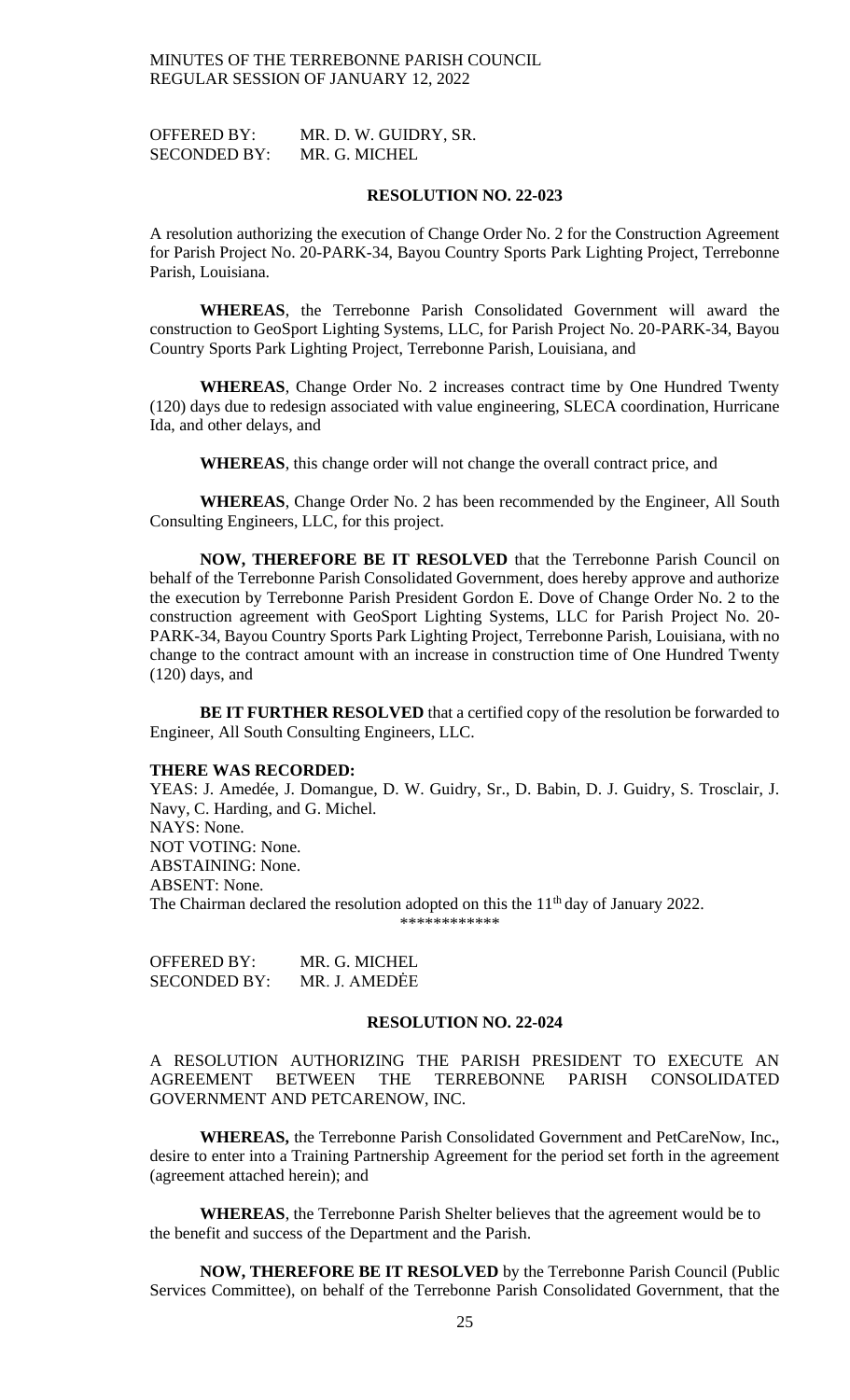OFFERED BY: MR. D. W. GUIDRY, SR.
SECONDED BY: MR. G. MICHEL

**RESOLUTION NO. 22-023**

A resolution authorizing the execution of Change Order No. 2 for the Construction Agreement for Parish Project No. 20-PARK-34, Bayou Country Sports Park Lighting Project, Terrebonne Parish, Louisiana.

**WHEREAS**, the Terrebonne Parish Consolidated Government will award the construction to GeoSport Lighting Systems, LLC, for Parish Project No. 20-PARK-34, Bayou Country Sports Park Lighting Project, Terrebonne Parish, Louisiana, and

**WHEREAS**, Change Order No. 2 increases contract time by One Hundred Twenty (120) days due to redesign associated with value engineering, SLECA coordination, Hurricane Ida, and other delays, and

**WHEREAS**, this change order will not change the overall contract price, and

**WHEREAS**, Change Order No. 2 has been recommended by the Engineer, All South Consulting Engineers, LLC, for this project.

**NOW, THEREFORE BE IT RESOLVED** that the Terrebonne Parish Council on behalf of the Terrebonne Parish Consolidated Government, does hereby approve and authorize the execution by Terrebonne Parish President Gordon E. Dove of Change Order No. 2 to the construction agreement with GeoSport Lighting Systems, LLC for Parish Project No. 20-PARK-34, Bayou Country Sports Park Lighting Project, Terrebonne Parish, Louisiana, with no change to the contract amount with an increase in construction time of One Hundred Twenty (120) days, and

**BE IT FURTHER RESOLVED** that a certified copy of the resolution be forwarded to Engineer, All South Consulting Engineers, LLC.

**THERE WAS RECORDED:**
YEAS: J. Amedée, J. Domangue, D. W. Guidry, Sr., D. Babin, D. J. Guidry, S. Trosclair, J. Navy, C. Harding, and G. Michel.
NAYS: None.
NOT VOTING: None.
ABSTAINING: None.
ABSENT: None.
The Chairman declared the resolution adopted on this the 11th day of January 2022.

\*\*\*\*\*\*\*\*\*\*\*\*

OFFERED BY: MR. G. MICHEL
SECONDED BY: MR. J. AMEDĖE

**RESOLUTION NO. 22-024**

A RESOLUTION AUTHORIZING THE PARISH PRESIDENT TO EXECUTE AN AGREEMENT BETWEEN THE TERREBONNE PARISH CONSOLIDATED GOVERNMENT AND PETCARENOW, INC.

**WHEREAS,** the Terrebonne Parish Consolidated Government and PetCareNow, Inc**.**, desire to enter into a Training Partnership Agreement for the period set forth in the agreement (agreement attached herein); and

**WHEREAS**, the Terrebonne Parish Shelter believes that the agreement would be to the benefit and success of the Department and the Parish.

**NOW, THEREFORE BE IT RESOLVED** by the Terrebonne Parish Council (Public Services Committee), on behalf of the Terrebonne Parish Consolidated Government, that the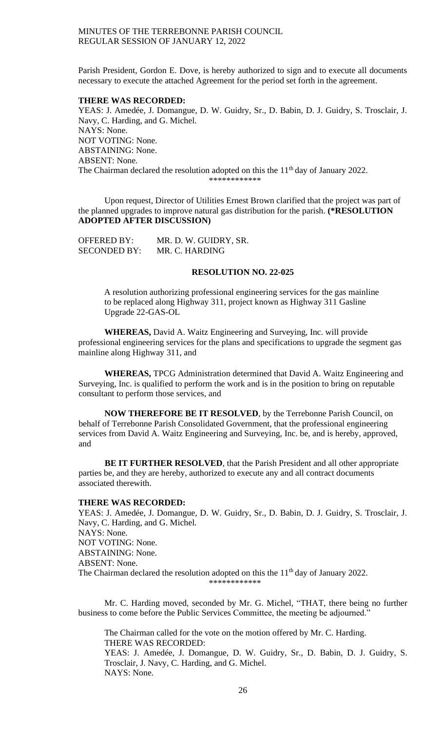Parish President, Gordon E. Dove, is hereby authorized to sign and to execute all documents necessary to execute the attached Agreement for the period set forth in the agreement.

**THERE WAS RECORDED:**
YEAS: J. Amedée, J. Domangue, D. W. Guidry, Sr., D. Babin, D. J. Guidry, S. Trosclair, J. Navy, C. Harding, and G. Michel.
NAYS: None.
NOT VOTING: None.
ABSTAINING: None.
ABSENT: None.
The Chairman declared the resolution adopted on this the 11th day of January 2022.

\*\*\*\*\*\*\*\*\*\*\*\*

Upon request, Director of Utilities Ernest Brown clarified that the project was part of the planned upgrades to improve natural gas distribution for the parish. **(\*RESOLUTION ADOPTED AFTER DISCUSSION)**

OFFERED BY: MR. D. W. GUIDRY, SR.
SECONDED BY: MR. C. HARDING

**RESOLUTION NO. 22-025**

A resolution authorizing professional engineering services for the gas mainline to be replaced along Highway 311, project known as Highway 311 Gasline Upgrade 22-GAS-OL

**WHEREAS,** David A. Waitz Engineering and Surveying, Inc. will provide professional engineering services for the plans and specifications to upgrade the segment gas mainline along Highway 311, and

**WHEREAS,** TPCG Administration determined that David A. Waitz Engineering and Surveying, Inc. is qualified to perform the work and is in the position to bring on reputable consultant to perform those services, and

**NOW THEREFORE BE IT RESOLVED**, by the Terrebonne Parish Council, on behalf of Terrebonne Parish Consolidated Government, that the professional engineering services from David A. Waitz Engineering and Surveying, Inc. be, and is hereby, approved, and

**BE IT FURTHER RESOLVED**, that the Parish President and all other appropriate parties be, and they are hereby, authorized to execute any and all contract documents associated therewith.

**THERE WAS RECORDED:**
YEAS: J. Amedée, J. Domangue, D. W. Guidry, Sr., D. Babin, D. J. Guidry, S. Trosclair, J. Navy, C. Harding, and G. Michel.
NAYS: None.
NOT VOTING: None.
ABSTAINING: None.
ABSENT: None.
The Chairman declared the resolution adopted on this the 11th day of January 2022.

\*\*\*\*\*\*\*\*\*\*\*\*

Mr. C. Harding moved, seconded by Mr. G. Michel, "THAT, there being no further business to come before the Public Services Committee, the meeting be adjourned."

The Chairman called for the vote on the motion offered by Mr. C. Harding.
THERE WAS RECORDED:
YEAS: J. Amedée, J. Domangue, D. W. Guidry, Sr., D. Babin, D. J. Guidry, S. Trosclair, J. Navy, C. Harding, and G. Michel.
NAYS: None.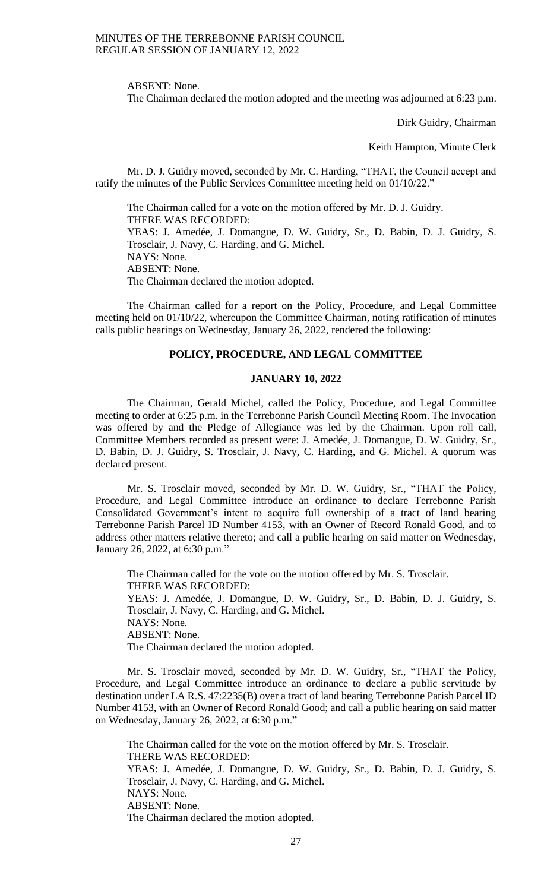ABSENT: None.

The Chairman declared the motion adopted and the meeting was adjourned at 6:23 p.m.

Dirk Guidry, Chairman

Keith Hampton, Minute Clerk

Mr. D. J. Guidry moved, seconded by Mr. C. Harding, "THAT, the Council accept and ratify the minutes of the Public Services Committee meeting held on 01/10/22."

The Chairman called for a vote on the motion offered by Mr. D. J. Guidry.
THERE WAS RECORDED:
YEAS: J. Amedée, J. Domangue, D. W. Guidry, Sr., D. Babin, D. J. Guidry, S. Trosclair, J. Navy, C. Harding, and G. Michel.
NAYS: None.
ABSENT: None.
The Chairman declared the motion adopted.

The Chairman called for a report on the Policy, Procedure, and Legal Committee meeting held on 01/10/22, whereupon the Committee Chairman, noting ratification of minutes calls public hearings on Wednesday, January 26, 2022, rendered the following:

## POLICY, PROCEDURE, AND LEGAL COMMITTEE

## JANUARY 10, 2022

The Chairman, Gerald Michel, called the Policy, Procedure, and Legal Committee meeting to order at 6:25 p.m. in the Terrebonne Parish Council Meeting Room. The Invocation was offered by and the Pledge of Allegiance was led by the Chairman. Upon roll call, Committee Members recorded as present were: J. Amedée, J. Domangue, D. W. Guidry, Sr., D. Babin, D. J. Guidry, S. Trosclair, J. Navy, C. Harding, and G. Michel. A quorum was declared present.

Mr. S. Trosclair moved, seconded by Mr. D. W. Guidry, Sr., "THAT the Policy, Procedure, and Legal Committee introduce an ordinance to declare Terrebonne Parish Consolidated Government's intent to acquire full ownership of a tract of land bearing Terrebonne Parish Parcel ID Number 4153, with an Owner of Record Ronald Good, and to address other matters relative thereto; and call a public hearing on said matter on Wednesday, January 26, 2022, at 6:30 p.m."

The Chairman called for the vote on the motion offered by Mr. S. Trosclair.
THERE WAS RECORDED:
YEAS: J. Amedée, J. Domangue, D. W. Guidry, Sr., D. Babin, D. J. Guidry, S. Trosclair, J. Navy, C. Harding, and G. Michel.
NAYS: None.
ABSENT: None.
The Chairman declared the motion adopted.

Mr. S. Trosclair moved, seconded by Mr. D. W. Guidry, Sr., "THAT the Policy, Procedure, and Legal Committee introduce an ordinance to declare a public servitude by destination under LA R.S. 47:2235(B) over a tract of land bearing Terrebonne Parish Parcel ID Number 4153, with an Owner of Record Ronald Good; and call a public hearing on said matter on Wednesday, January 26, 2022, at 6:30 p.m."

The Chairman called for the vote on the motion offered by Mr. S. Trosclair.
THERE WAS RECORDED:
YEAS: J. Amedée, J. Domangue, D. W. Guidry, Sr., D. Babin, D. J. Guidry, S. Trosclair, J. Navy, C. Harding, and G. Michel.
NAYS: None.
ABSENT: None.
The Chairman declared the motion adopted.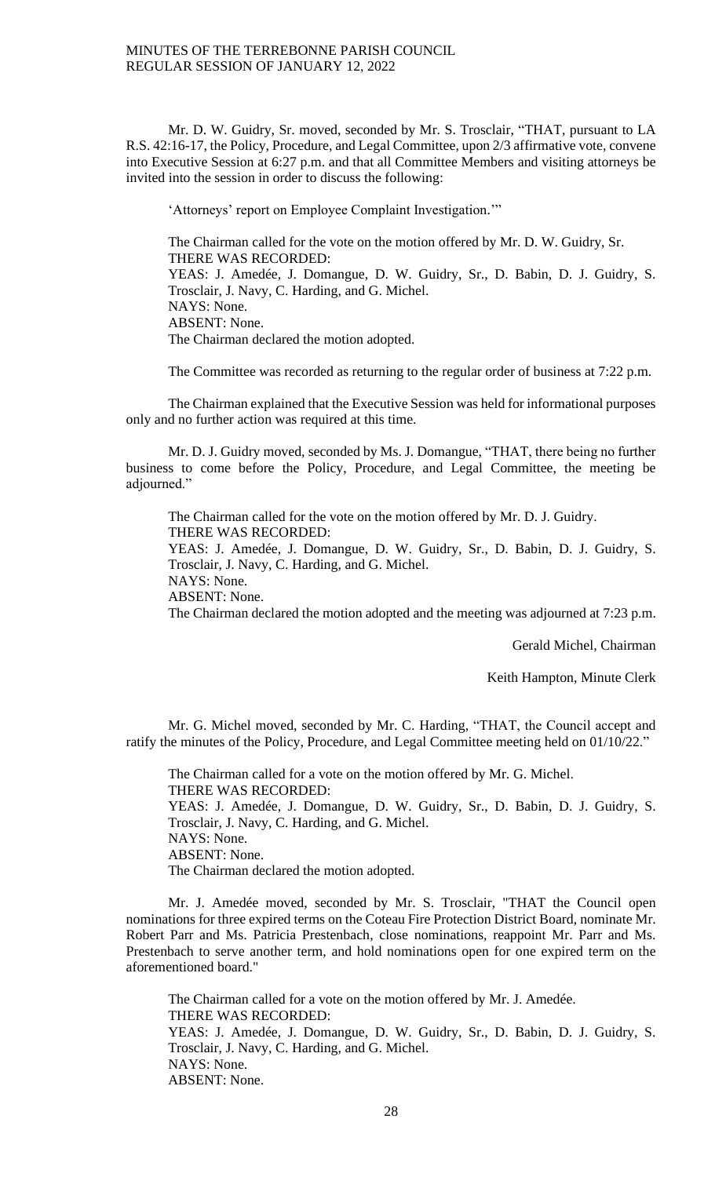Mr. D. W. Guidry, Sr. moved, seconded by Mr. S. Trosclair, "THAT, pursuant to LA R.S. 42:16-17, the Policy, Procedure, and Legal Committee, upon 2/3 affirmative vote, convene into Executive Session at 6:27 p.m. and that all Committee Members and visiting attorneys be invited into the session in order to discuss the following:

'Attorneys' report on Employee Complaint Investigation.'"

The Chairman called for the vote on the motion offered by Mr. D. W. Guidry, Sr.
THERE WAS RECORDED:
YEAS: J. Amedée, J. Domangue, D. W. Guidry, Sr., D. Babin, D. J. Guidry, S. Trosclair, J. Navy, C. Harding, and G. Michel.
NAYS: None.
ABSENT: None.
The Chairman declared the motion adopted.

The Committee was recorded as returning to the regular order of business at 7:22 p.m.

The Chairman explained that the Executive Session was held for informational purposes only and no further action was required at this time.

Mr. D. J. Guidry moved, seconded by Ms. J. Domangue, "THAT, there being no further business to come before the Policy, Procedure, and Legal Committee, the meeting be adjourned."

The Chairman called for the vote on the motion offered by Mr. D. J. Guidry.
THERE WAS RECORDED:
YEAS: J. Amedée, J. Domangue, D. W. Guidry, Sr., D. Babin, D. J. Guidry, S. Trosclair, J. Navy, C. Harding, and G. Michel.
NAYS: None.
ABSENT: None.
The Chairman declared the motion adopted and the meeting was adjourned at 7:23 p.m.

Gerald Michel, Chairman

Keith Hampton, Minute Clerk

Mr. G. Michel moved, seconded by Mr. C. Harding, "THAT, the Council accept and ratify the minutes of the Policy, Procedure, and Legal Committee meeting held on 01/10/22."

The Chairman called for a vote on the motion offered by Mr. G. Michel.
THERE WAS RECORDED:
YEAS: J. Amedée, J. Domangue, D. W. Guidry, Sr., D. Babin, D. J. Guidry, S. Trosclair, J. Navy, C. Harding, and G. Michel.
NAYS: None.
ABSENT: None.
The Chairman declared the motion adopted.

Mr. J. Amedée moved, seconded by Mr. S. Trosclair, "THAT the Council open nominations for three expired terms on the Coteau Fire Protection District Board, nominate Mr. Robert Parr and Ms. Patricia Prestenbach, close nominations, reappoint Mr. Parr and Ms. Prestenbach to serve another term, and hold nominations open for one expired term on the aforementioned board."

The Chairman called for a vote on the motion offered by Mr. J. Amedée.
THERE WAS RECORDED:
YEAS: J. Amedée, J. Domangue, D. W. Guidry, Sr., D. Babin, D. J. Guidry, S. Trosclair, J. Navy, C. Harding, and G. Michel.
NAYS: None.
ABSENT: None.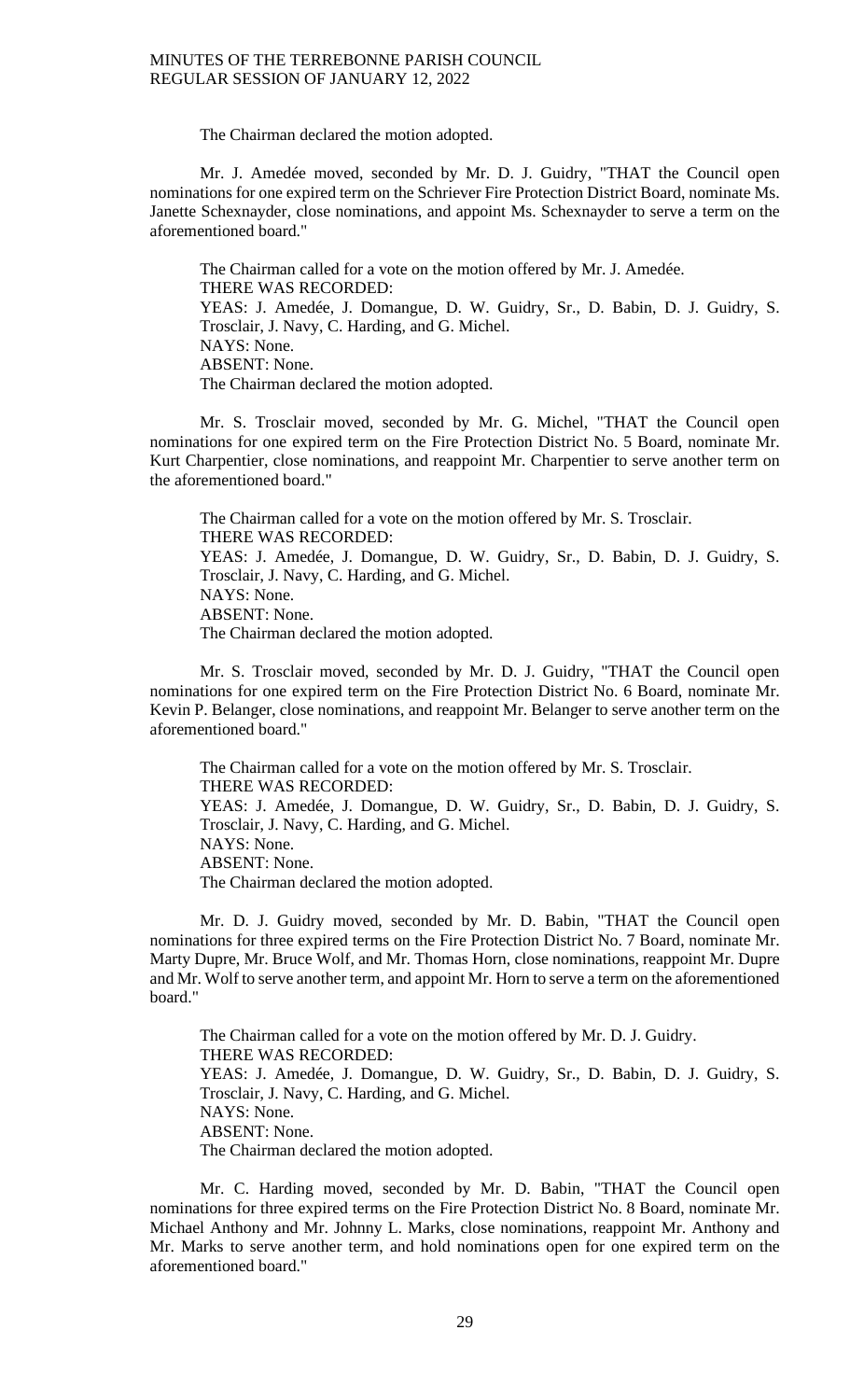The Chairman declared the motion adopted.

Mr. J. Amedée moved, seconded by Mr. D. J. Guidry, "THAT the Council open nominations for one expired term on the Schriever Fire Protection District Board, nominate Ms. Janette Schexnayder, close nominations, and appoint Ms. Schexnayder to serve a term on the aforementioned board."

The Chairman called for a vote on the motion offered by Mr. J. Amedée.
THERE WAS RECORDED:
YEAS: J. Amedée, J. Domangue, D. W. Guidry, Sr., D. Babin, D. J. Guidry, S. Trosclair, J. Navy, C. Harding, and G. Michel.
NAYS: None.
ABSENT: None.
The Chairman declared the motion adopted.

Mr. S. Trosclair moved, seconded by Mr. G. Michel, "THAT the Council open nominations for one expired term on the Fire Protection District No. 5 Board, nominate Mr. Kurt Charpentier, close nominations, and reappoint Mr. Charpentier to serve another term on the aforementioned board."

The Chairman called for a vote on the motion offered by Mr. S. Trosclair.
THERE WAS RECORDED:
YEAS: J. Amedée, J. Domangue, D. W. Guidry, Sr., D. Babin, D. J. Guidry, S. Trosclair, J. Navy, C. Harding, and G. Michel.
NAYS: None.
ABSENT: None.
The Chairman declared the motion adopted.

Mr. S. Trosclair moved, seconded by Mr. D. J. Guidry, "THAT the Council open nominations for one expired term on the Fire Protection District No. 6 Board, nominate Mr. Kevin P. Belanger, close nominations, and reappoint Mr. Belanger to serve another term on the aforementioned board."

The Chairman called for a vote on the motion offered by Mr. S. Trosclair.
THERE WAS RECORDED:
YEAS: J. Amedée, J. Domangue, D. W. Guidry, Sr., D. Babin, D. J. Guidry, S. Trosclair, J. Navy, C. Harding, and G. Michel.
NAYS: None.
ABSENT: None.
The Chairman declared the motion adopted.

Mr. D. J. Guidry moved, seconded by Mr. D. Babin, "THAT the Council open nominations for three expired terms on the Fire Protection District No. 7 Board, nominate Mr. Marty Dupre, Mr. Bruce Wolf, and Mr. Thomas Horn, close nominations, reappoint Mr. Dupre and Mr. Wolf to serve another term, and appoint Mr. Horn to serve a term on the aforementioned board."

The Chairman called for a vote on the motion offered by Mr. D. J. Guidry.
THERE WAS RECORDED:
YEAS: J. Amedée, J. Domangue, D. W. Guidry, Sr., D. Babin, D. J. Guidry, S. Trosclair, J. Navy, C. Harding, and G. Michel.
NAYS: None.
ABSENT: None.
The Chairman declared the motion adopted.

Mr. C. Harding moved, seconded by Mr. D. Babin, "THAT the Council open nominations for three expired terms on the Fire Protection District No. 8 Board, nominate Mr. Michael Anthony and Mr. Johnny L. Marks, close nominations, reappoint Mr. Anthony and Mr. Marks to serve another term, and hold nominations open for one expired term on the aforementioned board."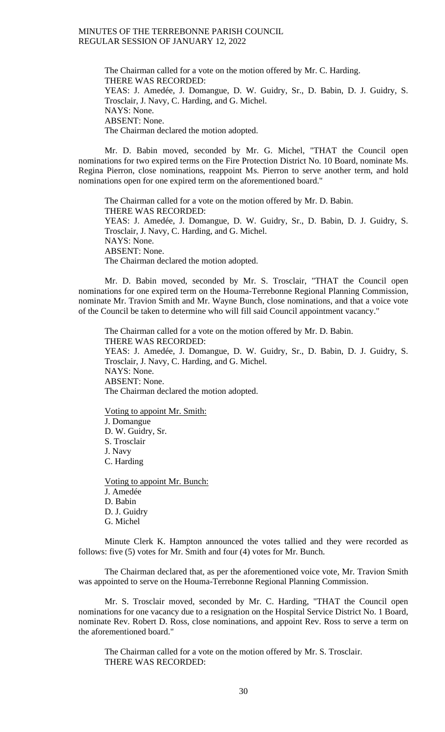The Chairman called for a vote on the motion offered by Mr. C. Harding.
THERE WAS RECORDED:
YEAS: J. Amedée, J. Domangue, D. W. Guidry, Sr., D. Babin, D. J. Guidry, S. Trosclair, J. Navy, C. Harding, and G. Michel.
NAYS: None.
ABSENT: None.
The Chairman declared the motion adopted.

Mr. D. Babin moved, seconded by Mr. G. Michel, "THAT the Council open nominations for two expired terms on the Fire Protection District No. 10 Board, nominate Ms. Regina Pierron, close nominations, reappoint Ms. Pierron to serve another term, and hold nominations open for one expired term on the aforementioned board."

The Chairman called for a vote on the motion offered by Mr. D. Babin.
THERE WAS RECORDED:
YEAS: J. Amedée, J. Domangue, D. W. Guidry, Sr., D. Babin, D. J. Guidry, S. Trosclair, J. Navy, C. Harding, and G. Michel.
NAYS: None.
ABSENT: None.
The Chairman declared the motion adopted.

Mr. D. Babin moved, seconded by Mr. S. Trosclair, "THAT the Council open nominations for one expired term on the Houma-Terrebonne Regional Planning Commission, nominate Mr. Travion Smith and Mr. Wayne Bunch, close nominations, and that a voice vote of the Council be taken to determine who will fill said Council appointment vacancy."

The Chairman called for a vote on the motion offered by Mr. D. Babin.
THERE WAS RECORDED:
YEAS: J. Amedée, J. Domangue, D. W. Guidry, Sr., D. Babin, D. J. Guidry, S. Trosclair, J. Navy, C. Harding, and G. Michel.
NAYS: None.
ABSENT: None.
The Chairman declared the motion adopted.

Voting to appoint Mr. Smith:
J. Domangue
D. W. Guidry, Sr.
S. Trosclair
J. Navy
C. Harding

Voting to appoint Mr. Bunch:
J. Amedée
D. Babin
D. J. Guidry
G. Michel

Minute Clerk K. Hampton announced the votes tallied and they were recorded as follows: five (5) votes for Mr. Smith and four (4) votes for Mr. Bunch.

The Chairman declared that, as per the aforementioned voice vote, Mr. Travion Smith was appointed to serve on the Houma-Terrebonne Regional Planning Commission.

Mr. S. Trosclair moved, seconded by Mr. C. Harding, "THAT the Council open nominations for one vacancy due to a resignation on the Hospital Service District No. 1 Board, nominate Rev. Robert D. Ross, close nominations, and appoint Rev. Ross to serve a term on the aforementioned board."

The Chairman called for a vote on the motion offered by Mr. S. Trosclair.
THERE WAS RECORDED: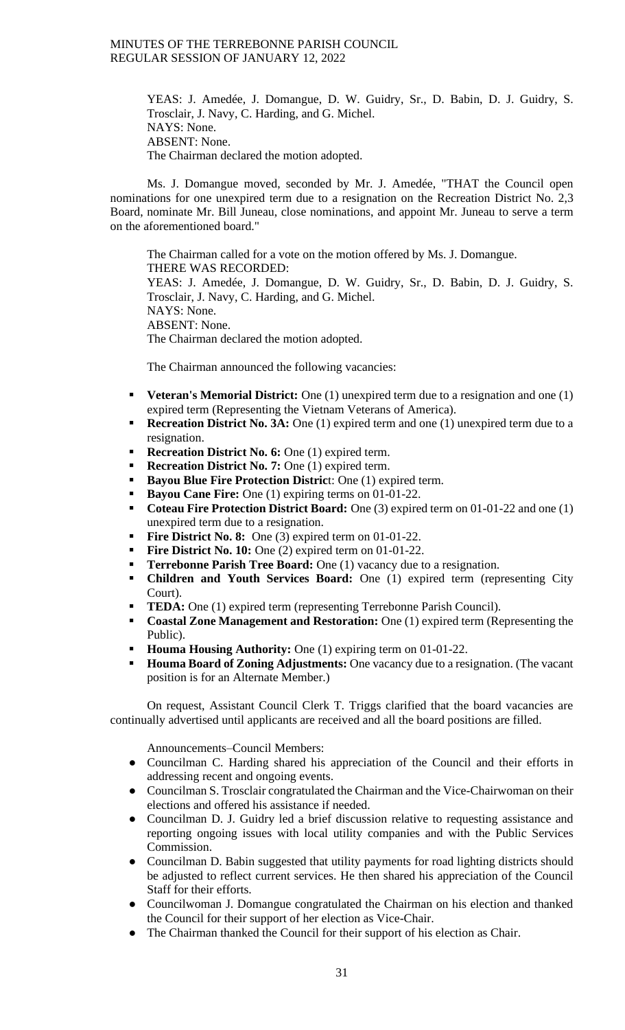YEAS: J. Amedée, J. Domangue, D. W. Guidry, Sr., D. Babin, D. J. Guidry, S. Trosclair, J. Navy, C. Harding, and G. Michel.
NAYS: None.
ABSENT: None.
The Chairman declared the motion adopted.

Ms. J. Domangue moved, seconded by Mr. J. Amedée, "THAT the Council open nominations for one unexpired term due to a resignation on the Recreation District No. 2,3 Board, nominate Mr. Bill Juneau, close nominations, and appoint Mr. Juneau to serve a term on the aforementioned board."

The Chairman called for a vote on the motion offered by Ms. J. Domangue.
THERE WAS RECORDED:
YEAS: J. Amedée, J. Domangue, D. W. Guidry, Sr., D. Babin, D. J. Guidry, S. Trosclair, J. Navy, C. Harding, and G. Michel.
NAYS: None.
ABSENT: None.
The Chairman declared the motion adopted.

The Chairman announced the following vacancies:

- **Veteran's Memorial District:** One (1) unexpired term due to a resignation and one (1) expired term (Representing the Vietnam Veterans of America).
- **Recreation District No. 3A:** One (1) expired term and one (1) unexpired term due to a resignation.
- **Recreation District No. 6:** One (1) expired term.
- **Recreation District No. 7:** One (1) expired term.
- **Bayou Blue Fire Protection Distric**t: One (1) expired term.
- **Bayou Cane Fire:** One (1) expiring terms on 01-01-22.
- **Coteau Fire Protection District Board:** One (3) expired term on 01-01-22 and one (1) unexpired term due to a resignation.
- **Fire District No. 8:** One (3) expired term on 01-01-22.
- **Fire District No. 10:** One (2) expired term on 01-01-22.
- **Terrebonne Parish Tree Board:** One (1) vacancy due to a resignation.
- **Children and Youth Services Board:** One (1) expired term (representing City Court).
- **TEDA:** One (1) expired term (representing Terrebonne Parish Council).
- **Coastal Zone Management and Restoration:** One (1) expired term (Representing the Public).
- **Houma Housing Authority:** One (1) expiring term on 01-01-22.
- **Houma Board of Zoning Adjustments:** One vacancy due to a resignation. (The vacant position is for an Alternate Member.)

On request, Assistant Council Clerk T. Triggs clarified that the board vacancies are continually advertised until applicants are received and all the board positions are filled.

Announcements–Council Members:

- Councilman C. Harding shared his appreciation of the Council and their efforts in addressing recent and ongoing events.
- Councilman S. Trosclair congratulated the Chairman and the Vice-Chairwoman on their elections and offered his assistance if needed.
- Councilman D. J. Guidry led a brief discussion relative to requesting assistance and reporting ongoing issues with local utility companies and with the Public Services Commission.
- Councilman D. Babin suggested that utility payments for road lighting districts should be adjusted to reflect current services. He then shared his appreciation of the Council Staff for their efforts.
- Councilwoman J. Domangue congratulated the Chairman on his election and thanked the Council for their support of her election as Vice-Chair.
- The Chairman thanked the Council for their support of his election as Chair.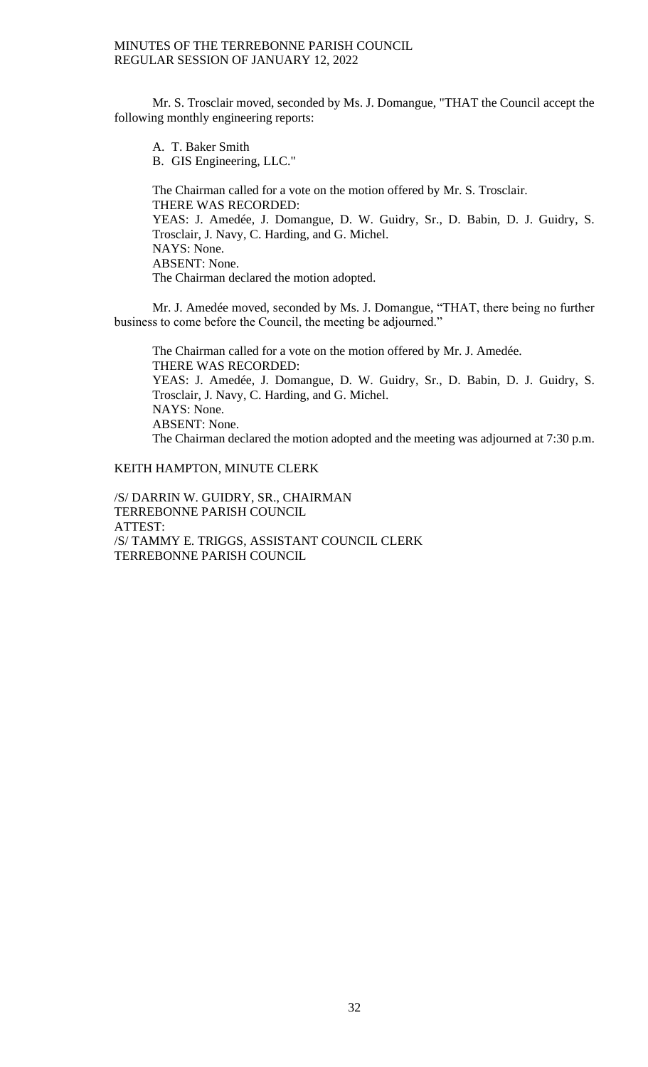Mr. S. Trosclair moved, seconded by Ms. J. Domangue, "THAT the Council accept the following monthly engineering reports:

A. T. Baker Smith
B. GIS Engineering, LLC."

The Chairman called for a vote on the motion offered by Mr. S. Trosclair.
THERE WAS RECORDED:
YEAS: J. Amedée, J. Domangue, D. W. Guidry, Sr., D. Babin, D. J. Guidry, S. Trosclair, J. Navy, C. Harding, and G. Michel.
NAYS: None.
ABSENT: None.
The Chairman declared the motion adopted.

Mr. J. Amedée moved, seconded by Ms. J. Domangue, "THAT, there being no further business to come before the Council, the meeting be adjourned."

The Chairman called for a vote on the motion offered by Mr. J. Amedée.
THERE WAS RECORDED:
YEAS: J. Amedée, J. Domangue, D. W. Guidry, Sr., D. Babin, D. J. Guidry, S. Trosclair, J. Navy, C. Harding, and G. Michel.
NAYS: None.
ABSENT: None.
The Chairman declared the motion adopted and the meeting was adjourned at 7:30 p.m.

KEITH HAMPTON, MINUTE CLERK

/S/ DARRIN W. GUIDRY, SR., CHAIRMAN
TERREBONNE PARISH COUNCIL
ATTEST:
/S/ TAMMY E. TRIGGS, ASSISTANT COUNCIL CLERK
TERREBONNE PARISH COUNCIL